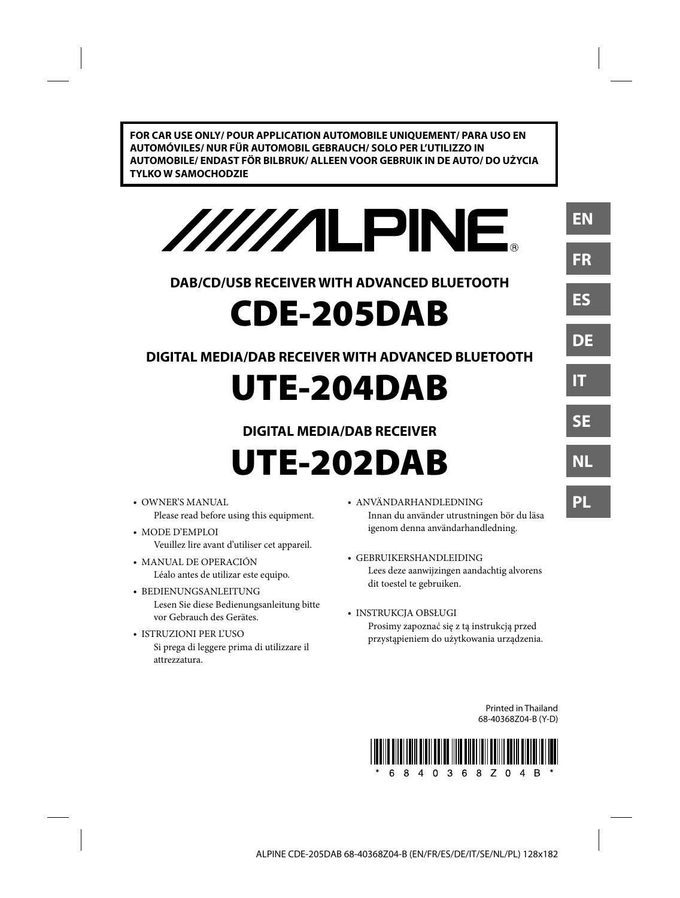**FOR CAR USE ONLY/ POUR APPLICATION AUTOMOBILE UNIQUEMENT/ PARA USO EN AUTOMÓVILES/ NUR FÜR AUTOMOBIL GEBRAUCH/ SOLO PER L'UTILIZZO IN AUTOMOBILE/ ENDAST FÖR BILBRUK/ ALLEEN VOOR GEBRUIK IN DE AUTO/ DO UŻYCIA TYLKO W SAMOCHODZIE**

ALPINE®

EN FR ES DE IT SE NL PL

### DAB/CD/USB RECEIVER WITH ADVANCED BLUETOOTH

# CDE-205DAB

### DIGITAL MEDIA/DAB RECEIVER WITH ADVANCED BLUETOOTH

# UTE-204DAB

### DIGITAL MEDIA/DAB RECEIVER

# UTE-202DAB

- OWNER'S MANUAL
  Please read before using this equipment.
- MODE D'EMPLOI
  Veuillez lire avant d'utiliser cet appareil.
- MANUAL DE OPERACIÓN
  Léalo antes de utilizar este equipo.
- BEDIENUNGSANLEITUNG
  Lesen Sie diese Bedienungsanleitung bitte vor Gebrauch des Gerätes.
- ISTRUZIONI PER L'USO
  Si prega di leggere prima di utilizzare il attrezzatura.
- ANVÄNDARHANDLEDNING
  Innan du använder utrustningen bör du läsa igenom denna användarhandledning.
- GEBRUIKERSHANDLEIDING
  Lees deze aanwijzingen aandachtig alvorens dit toestel te gebruiken.
- INSTRUKCJA OBSŁUGI
  Prosimy zapoznać się z tą instrukcją przed przystąpieniem do użytkowania urządzenia.

Printed in Thailand
68-40368Z04-B (Y-D)

\* 6 8 4 0 3 6 8 Z 0 4 B \*

ALPINE CDE-205DAB 68-40368Z04-B (EN/FR/ES/DE/IT/SE/NL/PL) 128x182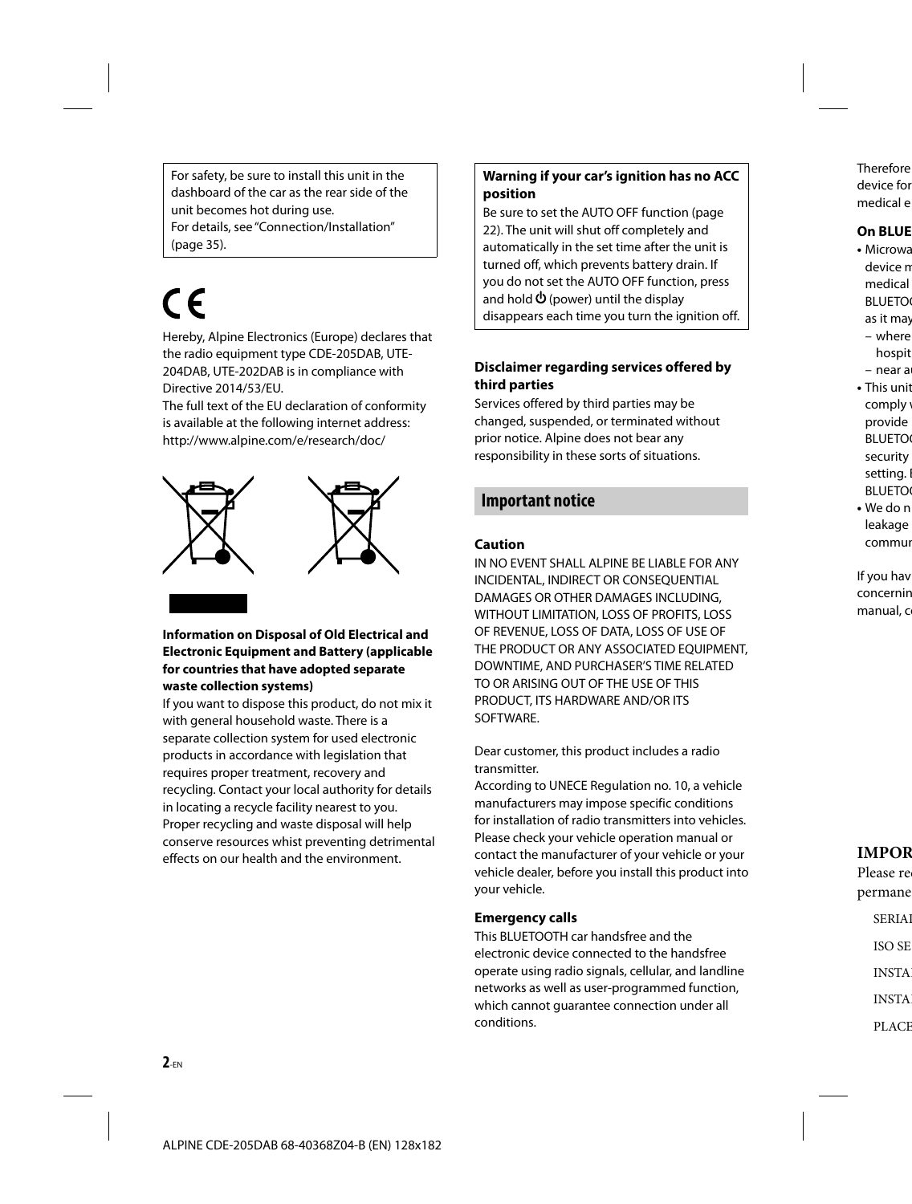For safety, be sure to install this unit in the dashboard of the car as the rear side of the unit becomes hot during use.
For details, see "Connection/Installation" (page 35).

Hereby, Alpine Electronics (Europe) declares that the radio equipment type CDE-205DAB, UTE-204DAB, UTE-202DAB is in compliance with Directive 2014/53/EU.
The full text of the EU declaration of conformity is available at the following internet address:
http://www.alpine.com/e/research/doc/

**Information on Disposal of Old Electrical and Electronic Equipment and Battery (applicable for countries that have adopted separate waste collection systems)**

If you want to dispose this product, do not mix it with general household waste. There is a separate collection system for used electronic products in accordance with legislation that requires proper treatment, recovery and recycling. Contact your local authority for details in locating a recycle facility nearest to you. Proper recycling and waste disposal will help conserve resources whist preventing detrimental effects on our health and the environment.

**Warning if your car's ignition has no ACC position**

Be sure to set the AUTO OFF function (page 22). The unit will shut off completely and automatically in the set time after the unit is turned off, which prevents battery drain. If you do not set the AUTO OFF function, press and hold ⏻ (power) until the display disappears each time you turn the ignition off.

**Disclaimer regarding services offered by third parties**

Services offered by third parties may be changed, suspended, or terminated without prior notice. Alpine does not bear any responsibility in these sorts of situations.

## Important notice

**Caution**

IN NO EVENT SHALL ALPINE BE LIABLE FOR ANY INCIDENTAL, INDIRECT OR CONSEQUENTIAL DAMAGES OR OTHER DAMAGES INCLUDING, WITHOUT LIMITATION, LOSS OF PROFITS, LOSS OF REVENUE, LOSS OF DATA, LOSS OF USE OF THE PRODUCT OR ANY ASSOCIATED EQUIPMENT, DOWNTIME, AND PURCHASER'S TIME RELATED TO OR ARISING OUT OF THE USE OF THIS PRODUCT, ITS HARDWARE AND/OR ITS SOFTWARE.

Dear customer, this product includes a radio transmitter.
According to UNECE Regulation no. 10, a vehicle manufacturers may impose specific conditions for installation of radio transmitters into vehicles. Please check your vehicle operation manual or contact the manufacturer of your vehicle or your vehicle dealer, before you install this product into your vehicle.

**Emergency calls**

This BLUETOOTH car handsfree and the electronic device connected to the handsfree operate using radio signals, cellular, and landline networks as well as user-programmed function, which cannot guarantee connection under all conditions.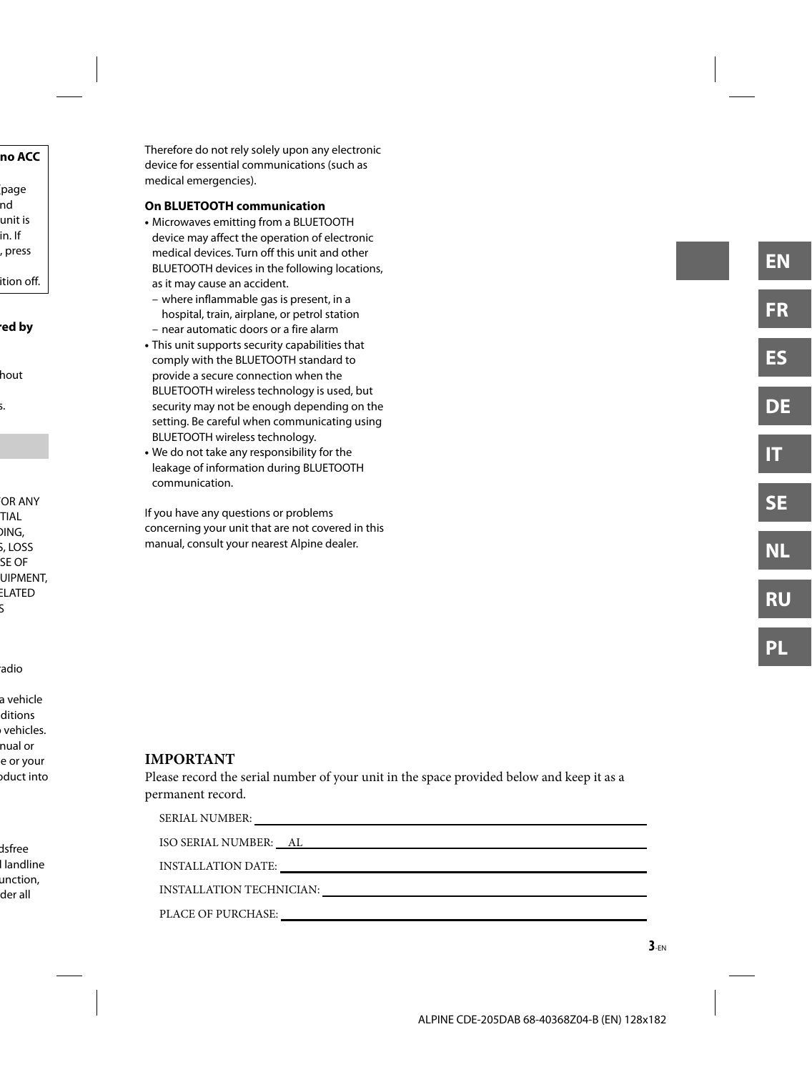Therefore do not rely solely upon any electronic device for essential communications (such as medical emergencies).

**On BLUETOOTH communication**

- Microwaves emitting from a BLUETOOTH device may affect the operation of electronic medical devices. Turn off this unit and other BLUETOOTH devices in the following locations, as it may cause an accident.
  - where inflammable gas is present, in a hospital, train, airplane, or petrol station
  - near automatic doors or a fire alarm
- This unit supports security capabilities that comply with the BLUETOOTH standard to provide a secure connection when the BLUETOOTH wireless technology is used, but security may not be enough depending on the setting. Be careful when communicating using BLUETOOTH wireless technology.
- We do not take any responsibility for the leakage of information during BLUETOOTH communication.

If you have any questions or problems concerning your unit that are not covered in this manual, consult your nearest Alpine dealer.

**IMPORTANT**

Please record the serial number of your unit in the space provided below and keep it as a permanent record.

SERIAL NUMBER: ____________________

ISO SERIAL NUMBER: AL____________________

INSTALLATION DATE: ____________________

INSTALLATION TECHNICIAN: ____________________

PLACE OF PURCHASE: ____________________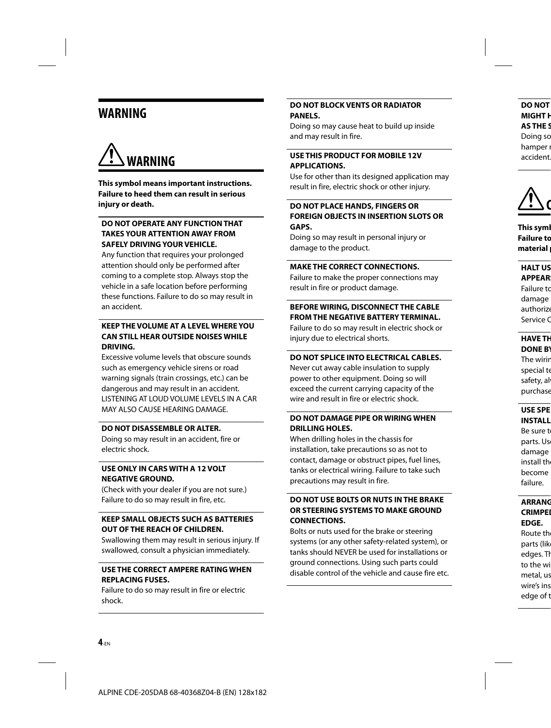# WARNING

## ⚠ WARNING

**This symbol means important instructions. Failure to heed them can result in serious injury or death.**

**DO NOT OPERATE ANY FUNCTION THAT TAKES YOUR ATTENTION AWAY FROM SAFELY DRIVING YOUR VEHICLE.**

Any function that requires your prolonged attention should only be performed after coming to a complete stop. Always stop the vehicle in a safe location before performing these functions. Failure to do so may result in an accident.

**KEEP THE VOLUME AT A LEVEL WHERE YOU CAN STILL HEAR OUTSIDE NOISES WHILE DRIVING.**

Excessive volume levels that obscure sounds such as emergency vehicle sirens or road warning signals (train crossings, etc.) can be dangerous and may result in an accident. LISTENING AT LOUD VOLUME LEVELS IN A CAR MAY ALSO CAUSE HEARING DAMAGE.

**DO NOT DISASSEMBLE OR ALTER.**

Doing so may result in an accident, fire or electric shock.

**USE ONLY IN CARS WITH A 12 VOLT NEGATIVE GROUND.**

(Check with your dealer if you are not sure.) Failure to do so may result in fire, etc.

**KEEP SMALL OBJECTS SUCH AS BATTERIES OUT OF THE REACH OF CHILDREN.**

Swallowing them may result in serious injury. If swallowed, consult a physician immediately.

**USE THE CORRECT AMPERE RATING WHEN REPLACING FUSES.**

Failure to do so may result in fire or electric shock.

**DO NOT BLOCK VENTS OR RADIATOR PANELS.**

Doing so may cause heat to build up inside and may result in fire.

**USE THIS PRODUCT FOR MOBILE 12V APPLICATIONS.**

Use for other than its designed application may result in fire, electric shock or other injury.

**DO NOT PLACE HANDS, FINGERS OR FOREIGN OBJECTS IN INSERTION SLOTS OR GAPS.**

Doing so may result in personal injury or damage to the product.

**MAKE THE CORRECT CONNECTIONS.**

Failure to make the proper connections may result in fire or product damage.

**BEFORE WIRING, DISCONNECT THE CABLE FROM THE NEGATIVE BATTERY TERMINAL.**

Failure to do so may result in electric shock or injury due to electrical shorts.

**DO NOT SPLICE INTO ELECTRICAL CABLES.**

Never cut away cable insulation to supply power to other equipment. Doing so will exceed the current carrying capacity of the wire and result in fire or electric shock.

**DO NOT DAMAGE PIPE OR WIRING WHEN DRILLING HOLES.**

When drilling holes in the chassis for installation, take precautions so as not to contact, damage or obstruct pipes, fuel lines, tanks or electrical wiring. Failure to take such precautions may result in fire.

**DO NOT USE BOLTS OR NUTS IN THE BRAKE OR STEERING SYSTEMS TO MAKE GROUND CONNECTIONS.**

Bolts or nuts used for the brake or steering systems (or any other safety-related system), or tanks should NEVER be used for installations or ground connections. Using such parts could disable control of the vehicle and cause fire etc.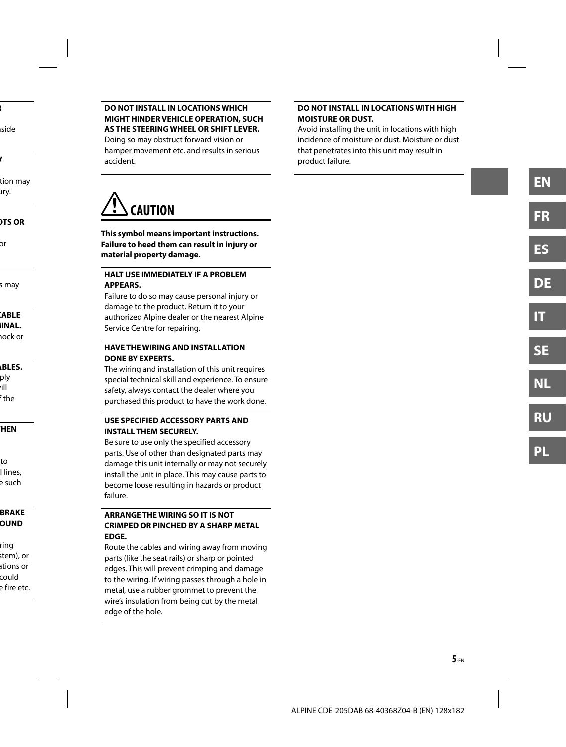**DO NOT INSTALL IN LOCATIONS WHICH MIGHT HINDER VEHICLE OPERATION, SUCH AS THE STEERING WHEEL OR SHIFT LEVER.**
Doing so may obstruct forward vision or hamper movement etc. and results in serious accident.

## CAUTION

**This symbol means important instructions. Failure to heed them can result in injury or material property damage.**

**HALT USE IMMEDIATELY IF A PROBLEM APPEARS.**
Failure to do so may cause personal injury or damage to the product. Return it to your authorized Alpine dealer or the nearest Alpine Service Centre for repairing.

**HAVE THE WIRING AND INSTALLATION DONE BY EXPERTS.**
The wiring and installation of this unit requires special technical skill and experience. To ensure safety, always contact the dealer where you purchased this product to have the work done.

**USE SPECIFIED ACCESSORY PARTS AND INSTALL THEM SECURELY.**
Be sure to use only the specified accessory parts. Use of other than designated parts may damage this unit internally or may not securely install the unit in place. This may cause parts to become loose resulting in hazards or product failure.

**ARRANGE THE WIRING SO IT IS NOT CRIMPED OR PINCHED BY A SHARP METAL EDGE.**
Route the cables and wiring away from moving parts (like the seat rails) or sharp or pointed edges. This will prevent crimping and damage to the wiring. If wiring passes through a hole in metal, use a rubber grommet to prevent the wire's insulation from being cut by the metal edge of the hole.

**DO NOT INSTALL IN LOCATIONS WITH HIGH MOISTURE OR DUST.**
Avoid installing the unit in locations with high incidence of moisture or dust. Moisture or dust that penetrates into this unit may result in product failure.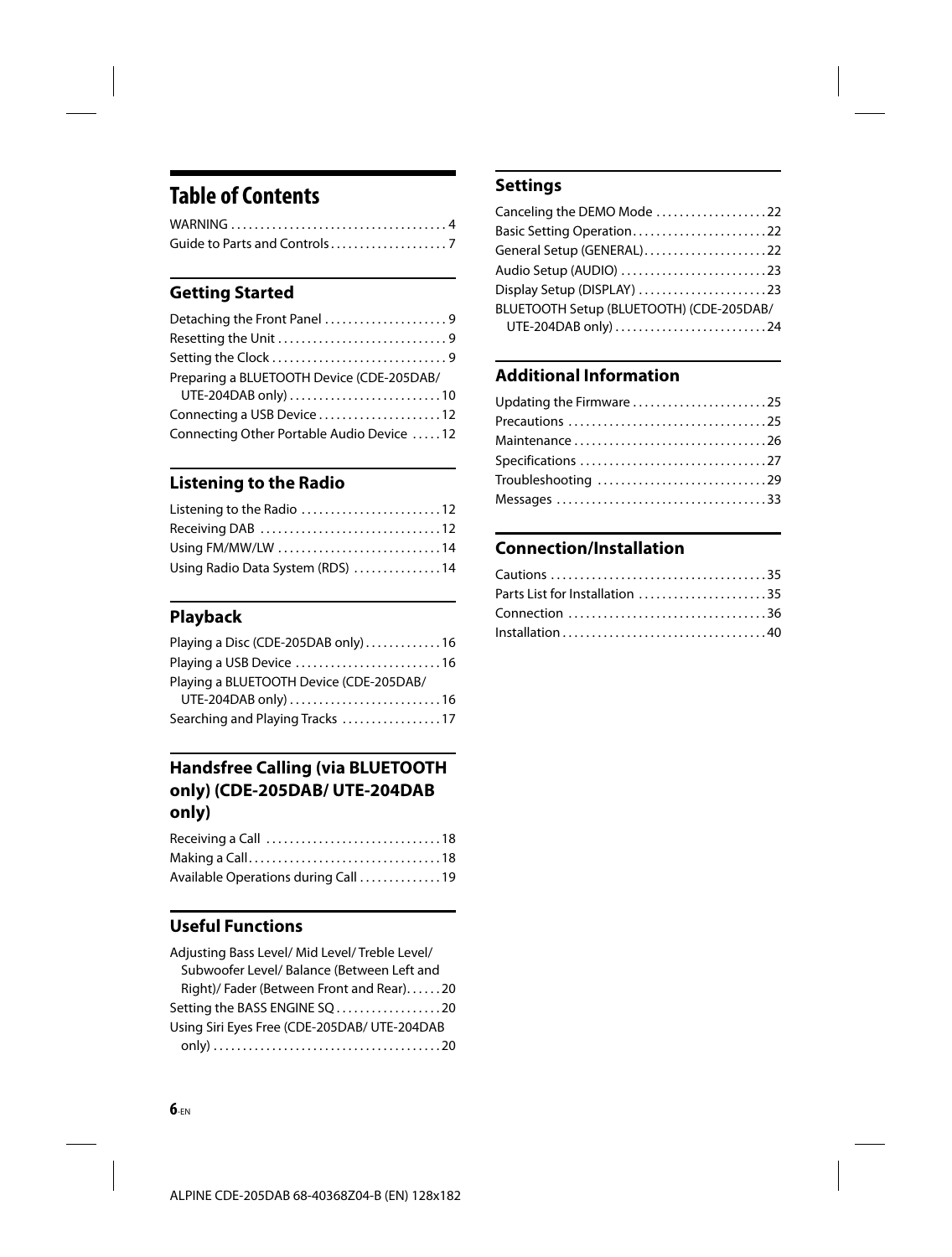# Table of Contents

WARNING . . . . . . . . . . . . . . . . . . . . . . . . . . . . . . . . . . . . 4
Guide to Parts and Controls . . . . . . . . . . . . . . . . . . . 7

## Getting Started

Detaching the Front Panel . . . . . . . . . . . . . . . . . . . . 9
Resetting the Unit . . . . . . . . . . . . . . . . . . . . . . . . . . . . 9
Setting the Clock . . . . . . . . . . . . . . . . . . . . . . . . . . . . . 9
Preparing a BLUETOOTH Device (CDE-205DAB/ UTE-204DAB only) . . . . . . . . . . . . . . . . . . . . . . . . . 10
Connecting a USB Device . . . . . . . . . . . . . . . . . . . . 12
Connecting Other Portable Audio Device . . . . . 12

## Listening to the Radio

Listening to the Radio . . . . . . . . . . . . . . . . . . . . . . . 12
Receiving DAB . . . . . . . . . . . . . . . . . . . . . . . . . . . . . . 12
Using FM/MW/LW . . . . . . . . . . . . . . . . . . . . . . . . . . . 14
Using Radio Data System (RDS) . . . . . . . . . . . . . . . 14

## Playback

Playing a Disc (CDE-205DAB only) . . . . . . . . . . . . . 16
Playing a USB Device . . . . . . . . . . . . . . . . . . . . . . . . 16
Playing a BLUETOOTH Device (CDE-205DAB/ UTE-204DAB only) . . . . . . . . . . . . . . . . . . . . . . . . . 16
Searching and Playing Tracks . . . . . . . . . . . . . . . . . 17

## Handsfree Calling (via BLUETOOTH only) (CDE-205DAB/ UTE-204DAB only)

Receiving a Call . . . . . . . . . . . . . . . . . . . . . . . . . . . . . 18
Making a Call . . . . . . . . . . . . . . . . . . . . . . . . . . . . . . . . 18
Available Operations during Call . . . . . . . . . . . . . . 19

## Useful Functions

Adjusting Bass Level/ Mid Level/ Treble Level/ Subwoofer Level/ Balance (Between Left and Right)/ Fader (Between Front and Rear) . . . . . . 20
Setting the BASS ENGINE SQ . . . . . . . . . . . . . . . . . . 20
Using Siri Eyes Free (CDE-205DAB/ UTE-204DAB only) . . . . . . . . . . . . . . . . . . . . . . . . . . . . . . . . . . . . . . 20

## Settings

Canceling the DEMO Mode . . . . . . . . . . . . . . . . . . . 22
Basic Setting Operation . . . . . . . . . . . . . . . . . . . . . . . 22
General Setup (GENERAL) . . . . . . . . . . . . . . . . . . . . . 22
Audio Setup (AUDIO) . . . . . . . . . . . . . . . . . . . . . . . . . 23
Display Setup (DISPLAY) . . . . . . . . . . . . . . . . . . . . . . 23
BLUETOOTH Setup (BLUETOOTH) (CDE-205DAB/ UTE-204DAB only) . . . . . . . . . . . . . . . . . . . . . . . . . 24

## Additional Information

Updating the Firmware . . . . . . . . . . . . . . . . . . . . . . 25
Precautions . . . . . . . . . . . . . . . . . . . . . . . . . . . . . . . . . 25
Maintenance . . . . . . . . . . . . . . . . . . . . . . . . . . . . . . . . 26
Specifications . . . . . . . . . . . . . . . . . . . . . . . . . . . . . . . 27
Troubleshooting . . . . . . . . . . . . . . . . . . . . . . . . . . . . 29
Messages . . . . . . . . . . . . . . . . . . . . . . . . . . . . . . . . . . . 33

## Connection/Installation

Cautions . . . . . . . . . . . . . . . . . . . . . . . . . . . . . . . . . . . . 35
Parts List for Installation . . . . . . . . . . . . . . . . . . . . . 35
Connection . . . . . . . . . . . . . . . . . . . . . . . . . . . . . . . . . 36
Installation . . . . . . . . . . . . . . . . . . . . . . . . . . . . . . . . . . 40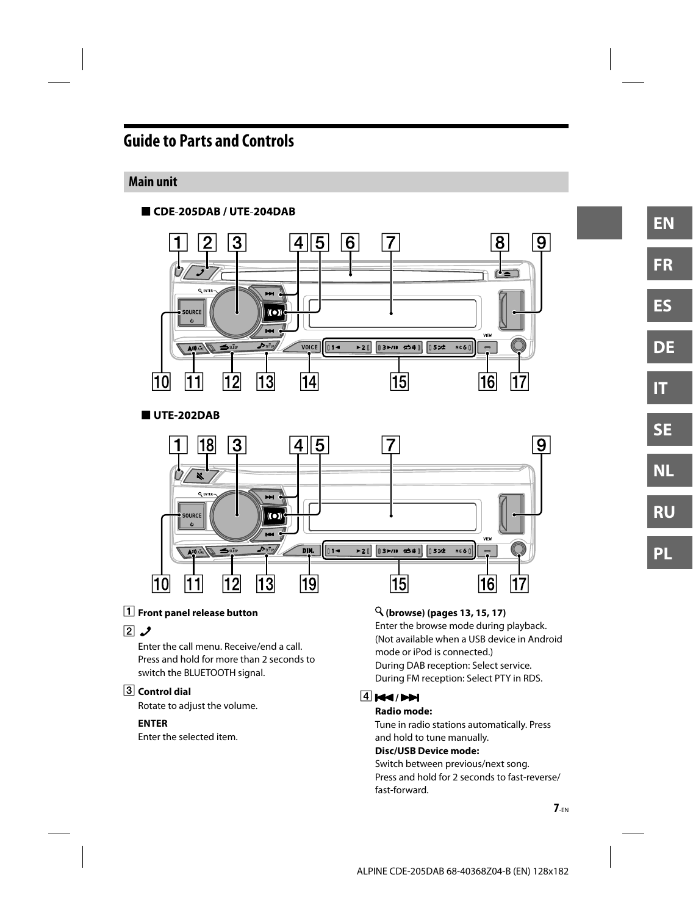# Guide to Parts and Controls

## Main unit

### ■ CDE-205DAB / UTE-204DAB

### ■ UTE-202DAB

1 **Front panel release button**

2 

Enter the call menu. Receive/end a call. Press and hold for more than 2 seconds to switch the BLUETOOTH signal.

3 **Control dial**

Rotate to adjust the volume.

**ENTER**

Enter the selected item.

**(browse) (pages 13, 15, 17)**

Enter the browse mode during playback. (Not available when a USB device in Android mode or iPod is connected.)

During DAB reception: Select service.

During FM reception: Select PTY in RDS.

4 **⏮ / ⏭**

**Radio mode:**

Tune in radio stations automatically. Press and hold to tune manually.

**Disc/USB Device mode:**

Switch between previous/next song.

Press and hold for 2 seconds to fast-reverse/fast-forward.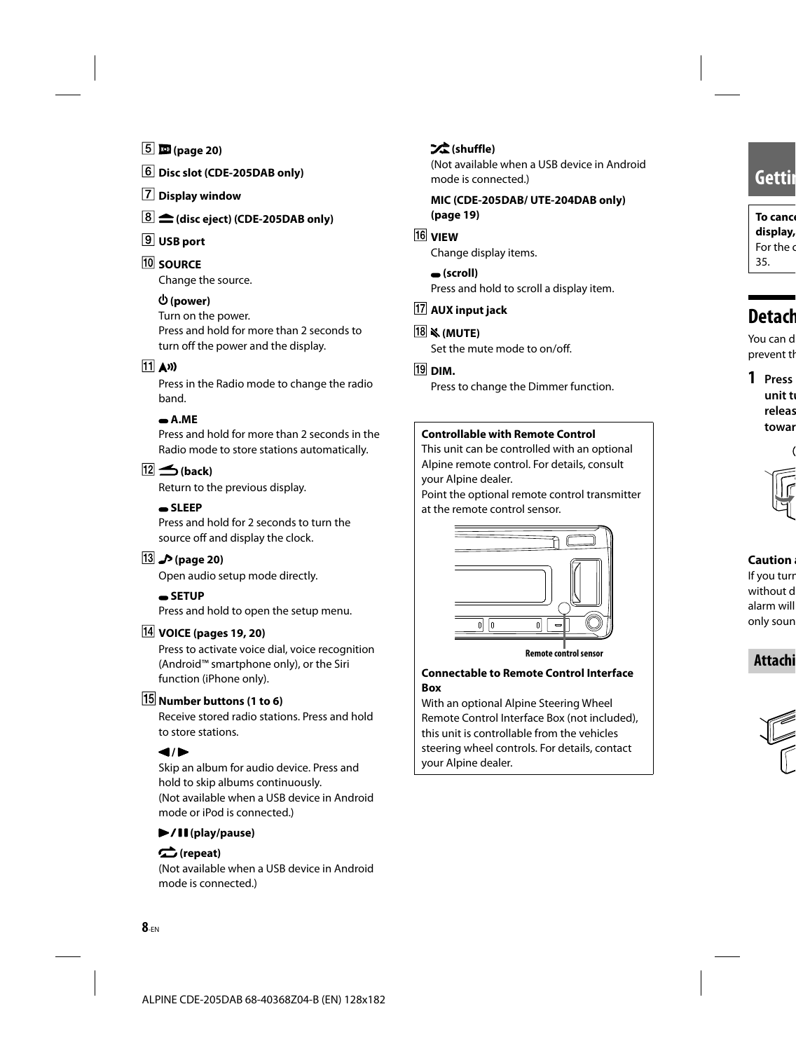5 (page 20)

6 **Disc slot (CDE-205DAB only)**

7 **Display window**

8 **(disc eject) (CDE-205DAB only)**

9 **USB port**

10 **SOURCE**
Change the source.

**(power)**
Turn on the power.
Press and hold for more than 2 seconds to turn off the power and the display.

11
Press in the Radio mode to change the radio band.

**A.ME**
Press and hold for more than 2 seconds in the Radio mode to store stations automatically.

12 **(back)**
Return to the previous display.

**SLEEP**
Press and hold for 2 seconds to turn the source off and display the clock.

13 **(page 20)**
Open audio setup mode directly.

**SETUP**
Press and hold to open the setup menu.

14 **VOICE (pages 19, 20)**
Press to activate voice dial, voice recognition (Android™ smartphone only), or the Siri function (iPhone only).

15 **Number buttons (1 to 6)**
Receive stored radio stations. Press and hold to store stations.

**◀/▶**
Skip an album for audio device. Press and hold to skip albums continuously.
(Not available when a USB device in Android mode or iPod is connected.)

**▶/❚❚ (play/pause)**

**(repeat)**
(Not available when a USB device in Android mode is connected.)

**(shuffle)**
(Not available when a USB device in Android mode is connected.)

**MIC (CDE-205DAB/ UTE-204DAB only) (page 19)**

16 **VIEW**
Change display items.

**(scroll)**
Press and hold to scroll a display item.

17 **AUX input jack**

18 **(MUTE)**
Set the mute mode to on/off.

19 **DIM.**
Press to change the Dimmer function.

**Controllable with Remote Control**
This unit can be controlled with an optional Alpine remote control. For details, consult your Alpine dealer.
Point the optional remote control transmitter at the remote control sensor.

Remote control sensor

**Connectable to Remote Control Interface Box**
With an optional Alpine Steering Wheel Remote Control Interface Box (not included), this unit is controllable from the vehicles steering wheel controls. For details, contact your Alpine dealer.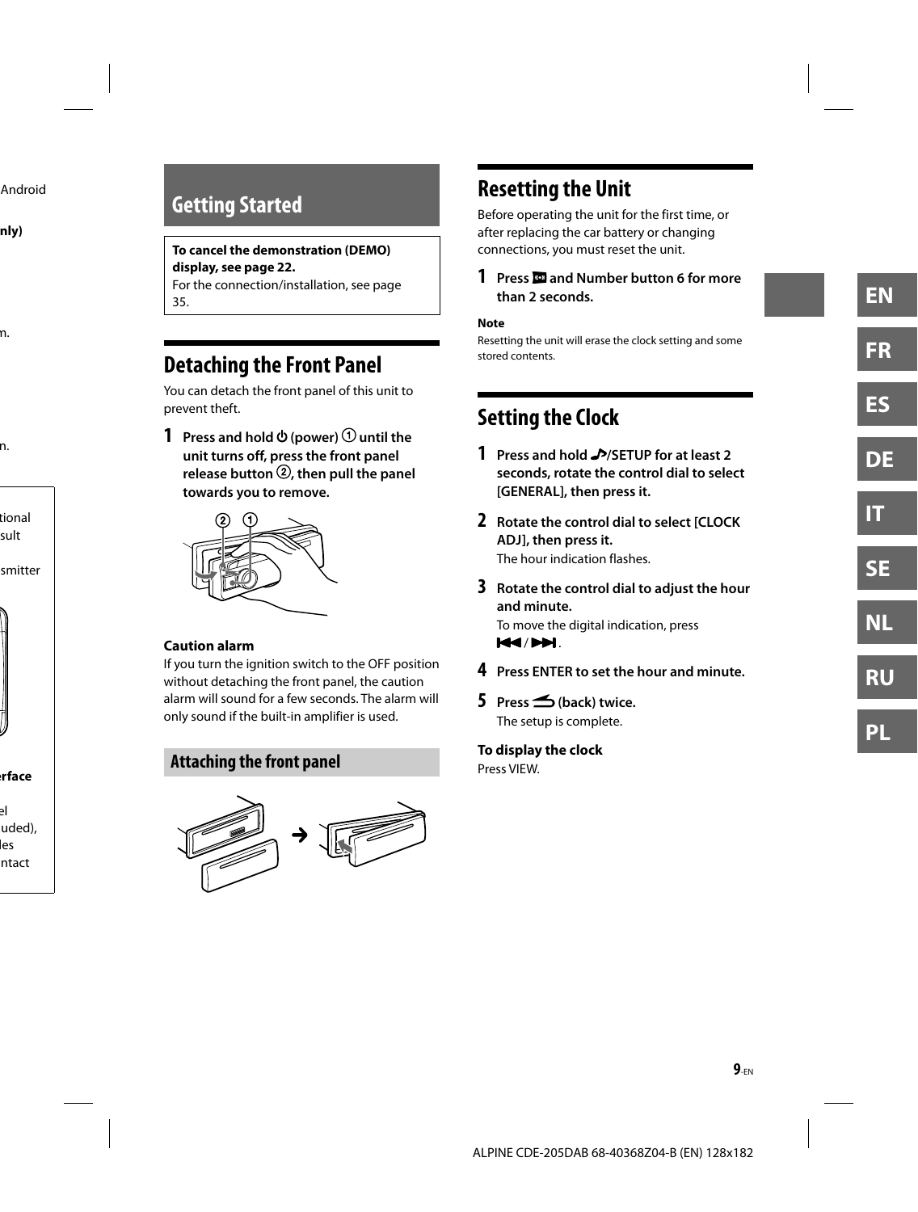# Getting Started

**To cancel the demonstration (DEMO) display, see page 22.**
For the connection/installation, see page 35.

## Detaching the Front Panel

You can detach the front panel of this unit to prevent theft.

**1 Press and hold ⏻ (power) ① until the unit turns off, press the front panel release button ②, then pull the panel towards you to remove.**

**Caution alarm**
If you turn the ignition switch to the OFF position without detaching the front panel, the caution alarm will sound for a few seconds. The alarm will only sound if the built-in amplifier is used.

### Attaching the front panel

## Resetting the Unit

Before operating the unit for the first time, or after replacing the car battery or changing connections, you must reset the unit.

**1 Press [icon] and Number button 6 for more than 2 seconds.**

**Note**
Resetting the unit will erase the clock setting and some stored contents.

## Setting the Clock

**1 Press and hold ♪/SETUP for at least 2 seconds, rotate the control dial to select [GENERAL], then press it.**

**2 Rotate the control dial to select [CLOCK ADJ], then press it.**
The hour indication flashes.

**3 Rotate the control dial to adjust the hour and minute.**
To move the digital indication, press ⏮/⏭.

**4 Press ENTER to set the hour and minute.**

**5 Press [back icon] (back) twice.**
The setup is complete.

**To display the clock**
Press VIEW.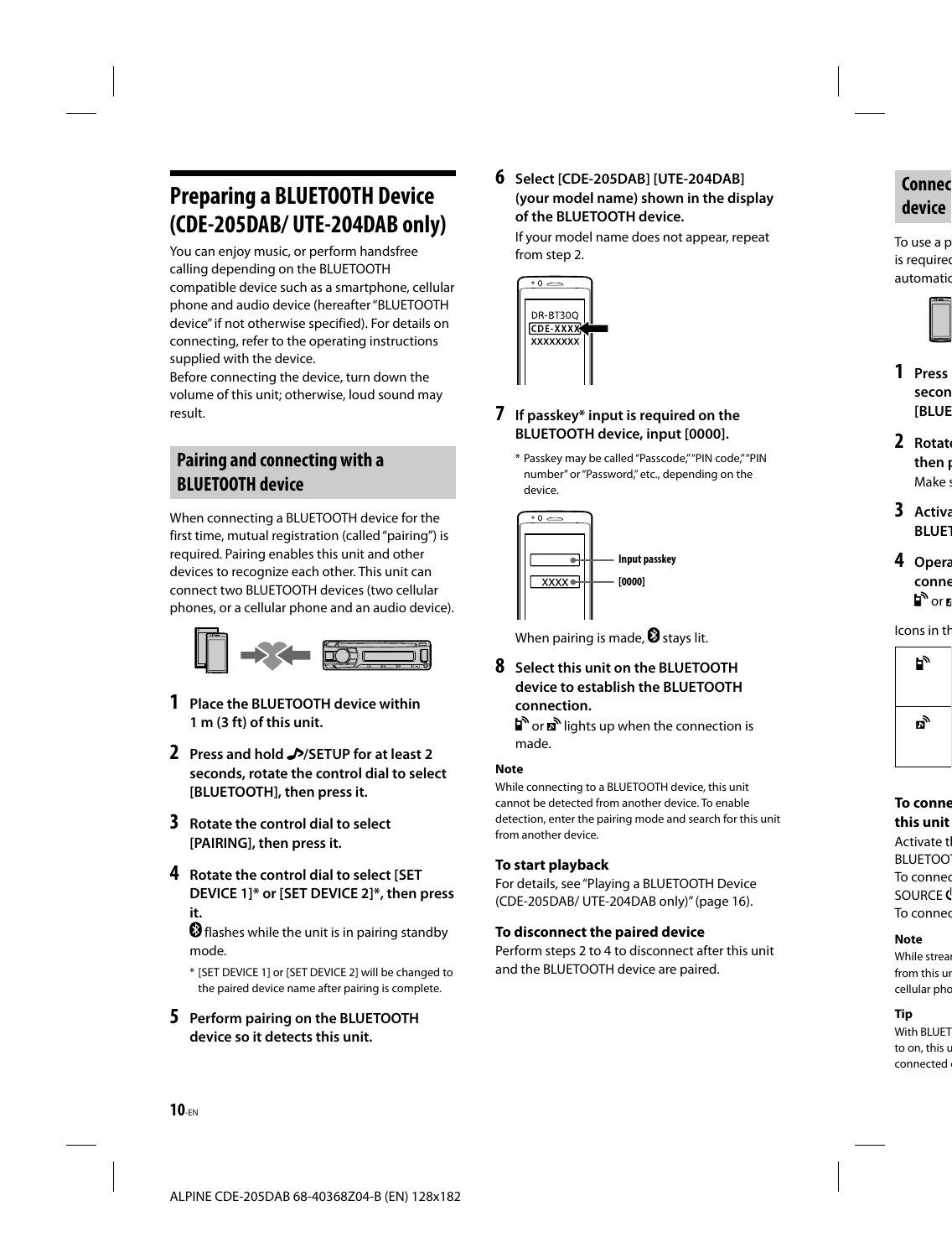# Preparing a BLUETOOTH Device (CDE-205DAB/ UTE-204DAB only)

You can enjoy music, or perform handsfree calling depending on the BLUETOOTH compatible device such as a smartphone, cellular phone and audio device (hereafter "BLUETOOTH device" if not otherwise specified). For details on connecting, refer to the operating instructions supplied with the device.
Before connecting the device, turn down the volume of this unit; otherwise, loud sound may result.

## Pairing and connecting with a BLUETOOTH device

When connecting a BLUETOOTH device for the first time, mutual registration (called "pairing") is required. Pairing enables this unit and other devices to recognize each other. This unit can connect two BLUETOOTH devices (two cellular phones, or a cellular phone and an audio device).

**1 Place the BLUETOOTH device within 1 m (3 ft) of this unit.**

**2 Press and hold ♪/SETUP for at least 2 seconds, rotate the control dial to select [BLUETOOTH], then press it.**

**3 Rotate the control dial to select [PAIRING], then press it.**

**4 Rotate the control dial to select [SET DEVICE 1]* or [SET DEVICE 2]*, then press it.**

Bluetooth icon flashes while the unit is in pairing standby mode.

\* [SET DEVICE 1] or [SET DEVICE 2] will be changed to the paired device name after pairing is complete.

**5 Perform pairing on the BLUETOOTH device so it detects this unit.**

**6 Select [CDE-205DAB] [UTE-204DAB] (your model name) shown in the display of the BLUETOOTH device.**

If your model name does not appear, repeat from step 2.

DR-BT30Q
CDE-XXXX
XXXXXXXX

**7 If passkey* input is required on the BLUETOOTH device, input [0000].**

\* Passkey may be called "Passcode," "PIN code," "PIN number" or "Password," etc., depending on the device.

Input passkey
[0000]

When pairing is made, Bluetooth icon stays lit.

**8 Select this unit on the BLUETOOTH device to establish the BLUETOOTH connection.**

Phone icon or audio icon lights up when the connection is made.

**Note**

While connecting to a BLUETOOTH device, this unit cannot be detected from another device. To enable detection, enter the pairing mode and search for this unit from another device.

### To start playback

For details, see "Playing a BLUETOOTH Device (CDE-205DAB/ UTE-204DAB only)" (page 16).

### To disconnect the paired device

Perform steps 2 to 4 to disconnect after this unit and the BLUETOOTH device are paired.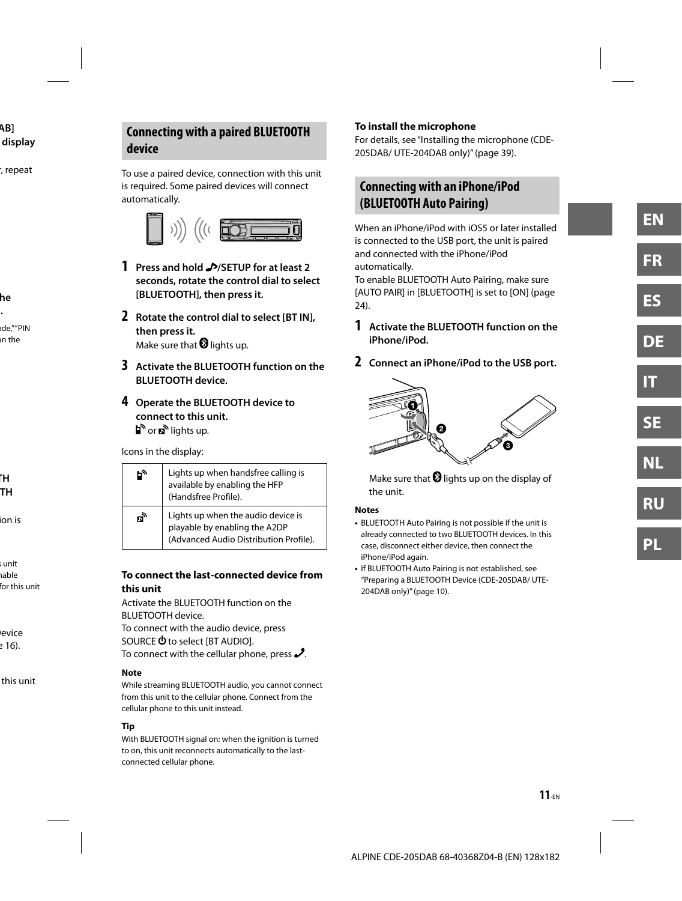## Connecting with a paired BLUETOOTH device

To use a paired device, connection with this unit is required. Some paired devices will connect automatically.

**1 Press and hold ♪/SETUP for at least 2 seconds, rotate the control dial to select [BLUETOOTH], then press it.**

**2 Rotate the control dial to select [BT IN], then press it.**

Make sure that Ⓑ lights up.

**3 Activate the BLUETOOTH function on the BLUETOOTH device.**

**4 Operate the BLUETOOTH device to connect to this unit.**

or lights up.

Icons in the display:

| Icon | Description |
|---|---|
| (HFP icon) | Lights up when handsfree calling is available by enabling the HFP (Handsfree Profile). |
| (A2DP icon) | Lights up when the audio device is playable by enabling the A2DP (Advanced Audio Distribution Profile). |

### To connect the last-connected device from this unit

Activate the BLUETOOTH function on the BLUETOOTH device.

To connect with the audio device, press SOURCE ⏻ to select [BT AUDIO].

To connect with the cellular phone, press ✆.

**Note**

While streaming BLUETOOTH audio, you cannot connect from this unit to the cellular phone. Connect from the cellular phone to this unit instead.

**Tip**

With BLUETOOTH signal on: when the ignition is turned to on, this unit reconnects automatically to the last-connected cellular phone.

### To install the microphone

For details, see "Installing the microphone (CDE-205DAB/ UTE-204DAB only)" (page 39).

## Connecting with an iPhone/iPod (BLUETOOTH Auto Pairing)

When an iPhone/iPod with iOS5 or later installed is connected to the USB port, the unit is paired and connected with the iPhone/iPod automatically.

To enable BLUETOOTH Auto Pairing, make sure [AUTO PAIR] in [BLUETOOTH] is set to [ON] (page 24).

**1 Activate the BLUETOOTH function on the iPhone/iPod.**

**2 Connect an iPhone/iPod to the USB port.**

Make sure that Ⓑ lights up on the display of the unit.

**Notes**

- BLUETOOTH Auto Pairing is not possible if the unit is already connected to two BLUETOOTH devices. In this case, disconnect either device, then connect the iPhone/iPod again.
- If BLUETOOTH Auto Pairing is not established, see "Preparing a BLUETOOTH Device (CDE-205DAB/ UTE-204DAB only)" (page 10).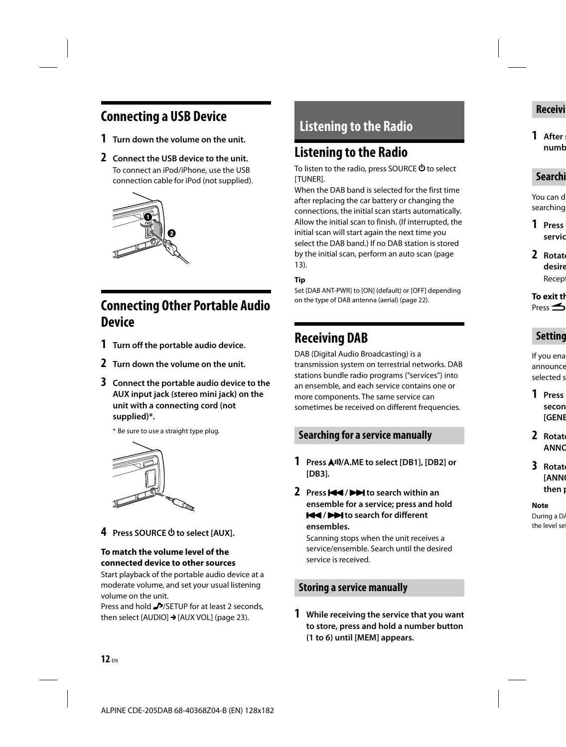## Connecting a USB Device

**1** **Turn down the volume on the unit.**

**2** **Connect the USB device to the unit.**
To connect an iPod/iPhone, use the USB connection cable for iPod (not supplied).

## Connecting Other Portable Audio Device

**1** **Turn off the portable audio device.**

**2** **Turn down the volume on the unit.**

**3** **Connect the portable audio device to the AUX input jack (stereo mini jack) on the unit with a connecting cord (not supplied)*.**

\* Be sure to use a straight type plug.

**4** **Press SOURCE ⏻ to select [AUX].**

**To match the volume level of the connected device to other sources**

Start playback of the portable audio device at a moderate volume, and set your usual listening volume on the unit.
Press and hold ♪/SETUP for at least 2 seconds, then select [AUDIO] → [AUX VOL] (page 23).

# Listening to the Radio

## Listening to the Radio

To listen to the radio, press SOURCE ⏻ to select [TUNER].
When the DAB band is selected for the first time after replacing the car battery or changing the connections, the initial scan starts automatically. Allow the initial scan to finish. (If interrupted, the initial scan will start again the next time you select the DAB band.) If no DAB station is stored by the initial scan, perform an auto scan (page 13).

**Tip**

Set [DAB ANT-PWR] to [ON] (default) or [OFF] depending on the type of DAB antenna (aerial) (page 22).

## Receiving DAB

DAB (Digital Audio Broadcasting) is a transmission system on terrestrial networks. DAB stations bundle radio programs ("services") into an ensemble, and each service contains one or more components. The same service can sometimes be received on different frequencies.

### Searching for a service manually

**1** **Press /A.ME to select [DB1], [DB2] or [DB3].**

**2** **Press ⏮ / ⏭ to search within an ensemble for a service; press and hold ⏮ / ⏭ to search for different ensembles.**
Scanning stops when the unit receives a service/ensemble. Search until the desired service is received.

### Storing a service manually

**1** **While receiving the service that you want to store, press and hold a number button (1 to 6) until [MEM] appears.**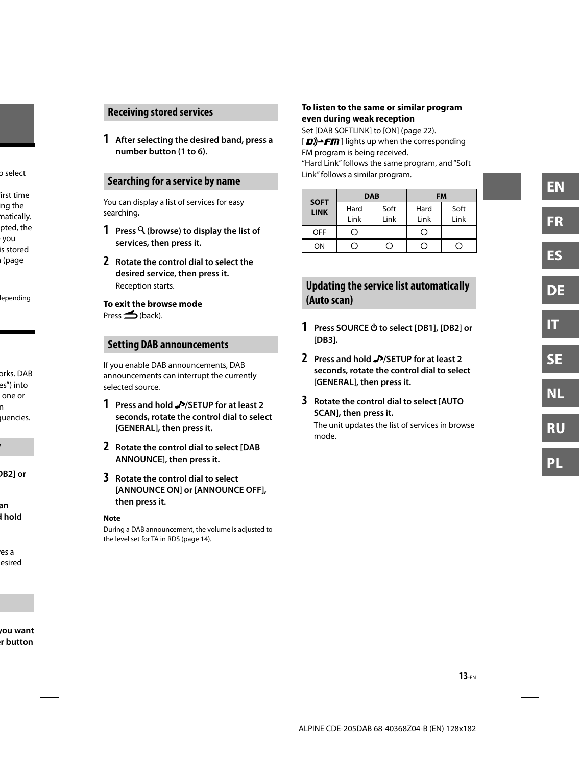## Receiving stored services

**1** **After selecting the desired band, press a number button (1 to 6).**

## Searching for a service by name

You can display a list of services for easy searching.

**1** **Press 🔍 (browse) to display the list of services, then press it.**

**2** **Rotate the control dial to select the desired service, then press it.**
Reception starts.

**To exit the browse mode**
Press ⮌ (back).

## Setting DAB announcements

If you enable DAB announcements, DAB announcements can interrupt the currently selected source.

**1** **Press and hold ♪/SETUP for at least 2 seconds, rotate the control dial to select [GENERAL], then press it.**

**2** **Rotate the control dial to select [DAB ANNOUNCE], then press it.**

**3** **Rotate the control dial to select [ANNOUNCE ON] or [ANNOUNCE OFF], then press it.**

**Note**
During a DAB announcement, the volume is adjusted to the level set for TA in RDS (page 14).

**To listen to the same or similar program even during weak reception**
Set [DAB SOFTLINK] to [ON] (page 22).
[ D→FM ] lights up when the corresponding FM program is being received.
"Hard Link" follows the same program, and "Soft Link" follows a similar program.

| SOFT LINK | DAB | | FM | |
|---|---|---|---|---|
| | Hard Link | Soft Link | Hard Link | Soft Link |
| OFF | ○ | | ○ | |
| ON | ○ | ○ | ○ | ○ |

## Updating the service list automatically (Auto scan)

**1** **Press SOURCE ⏻ to select [DB1], [DB2] or [DB3].**

**2** **Press and hold ♪/SETUP for at least 2 seconds, rotate the control dial to select [GENERAL], then press it.**

**3** **Rotate the control dial to select [AUTO SCAN], then press it.**
The unit updates the list of services in browse mode.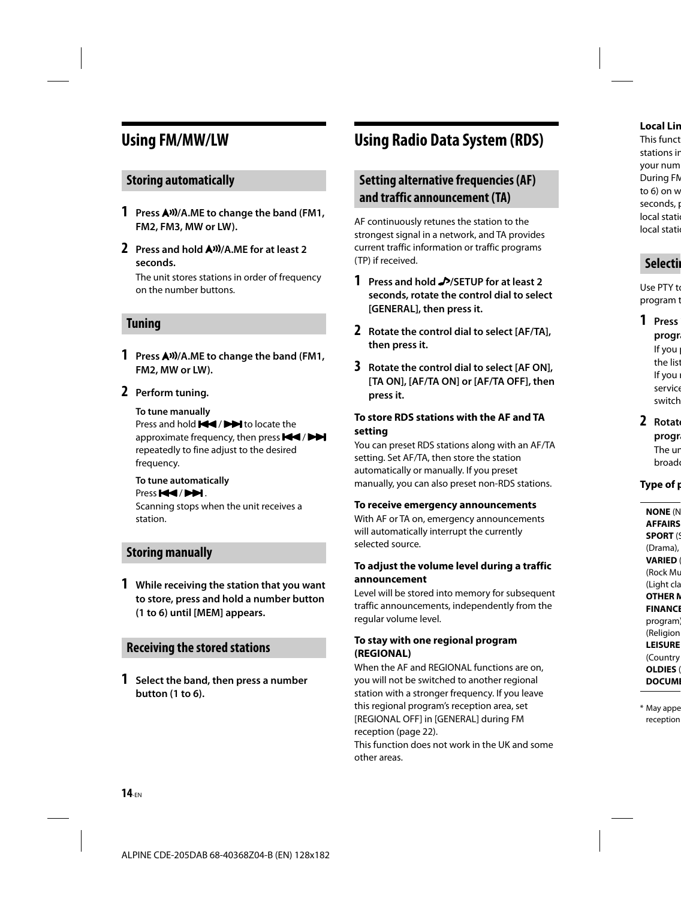# Using FM/MW/LW

## Storing automatically

**1 Press 🔊/A.ME to change the band (FM1, FM2, FM3, MW or LW).**

**2 Press and hold 🔊/A.ME for at least 2 seconds.**

The unit stores stations in order of frequency on the number buttons.

## Tuning

**1 Press 🔊/A.ME to change the band (FM1, FM2, MW or LW).**

**2 Perform tuning.**

**To tune manually**
Press and hold ⏮ / ⏭ to locate the approximate frequency, then press ⏮ / ⏭ repeatedly to fine adjust to the desired frequency.

**To tune automatically**
Press ⏮ / ⏭.
Scanning stops when the unit receives a station.

## Storing manually

**1 While receiving the station that you want to store, press and hold a number button (1 to 6) until [MEM] appears.**

## Receiving the stored stations

**1 Select the band, then press a number button (1 to 6).**

# Using Radio Data System (RDS)

## Setting alternative frequencies (AF) and traffic announcement (TA)

AF continuously retunes the station to the strongest signal in a network, and TA provides current traffic information or traffic programs (TP) if received.

**1 Press and hold ♪/SETUP for at least 2 seconds, rotate the control dial to select [GENERAL], then press it.**

**2 Rotate the control dial to select [AF/TA], then press it.**

**3 Rotate the control dial to select [AF ON], [TA ON], [AF/TA ON] or [AF/TA OFF], then press it.**

**To store RDS stations with the AF and TA setting**
You can preset RDS stations along with an AF/TA setting. Set AF/TA, then store the station automatically or manually. If you preset manually, you can also preset non-RDS stations.

**To receive emergency announcements**
With AF or TA on, emergency announcements will automatically interrupt the currently selected source.

**To adjust the volume level during a traffic announcement**
Level will be stored into memory for subsequent traffic announcements, independently from the regular volume level.

**To stay with one regional program (REGIONAL)**
When the AF and REGIONAL functions are on, you will not be switched to another regional station with a stronger frequency. If you leave this regional program's reception area, set [REGIONAL OFF] in [GENERAL] during FM reception (page 22).
This function does not work in the UK and some other areas.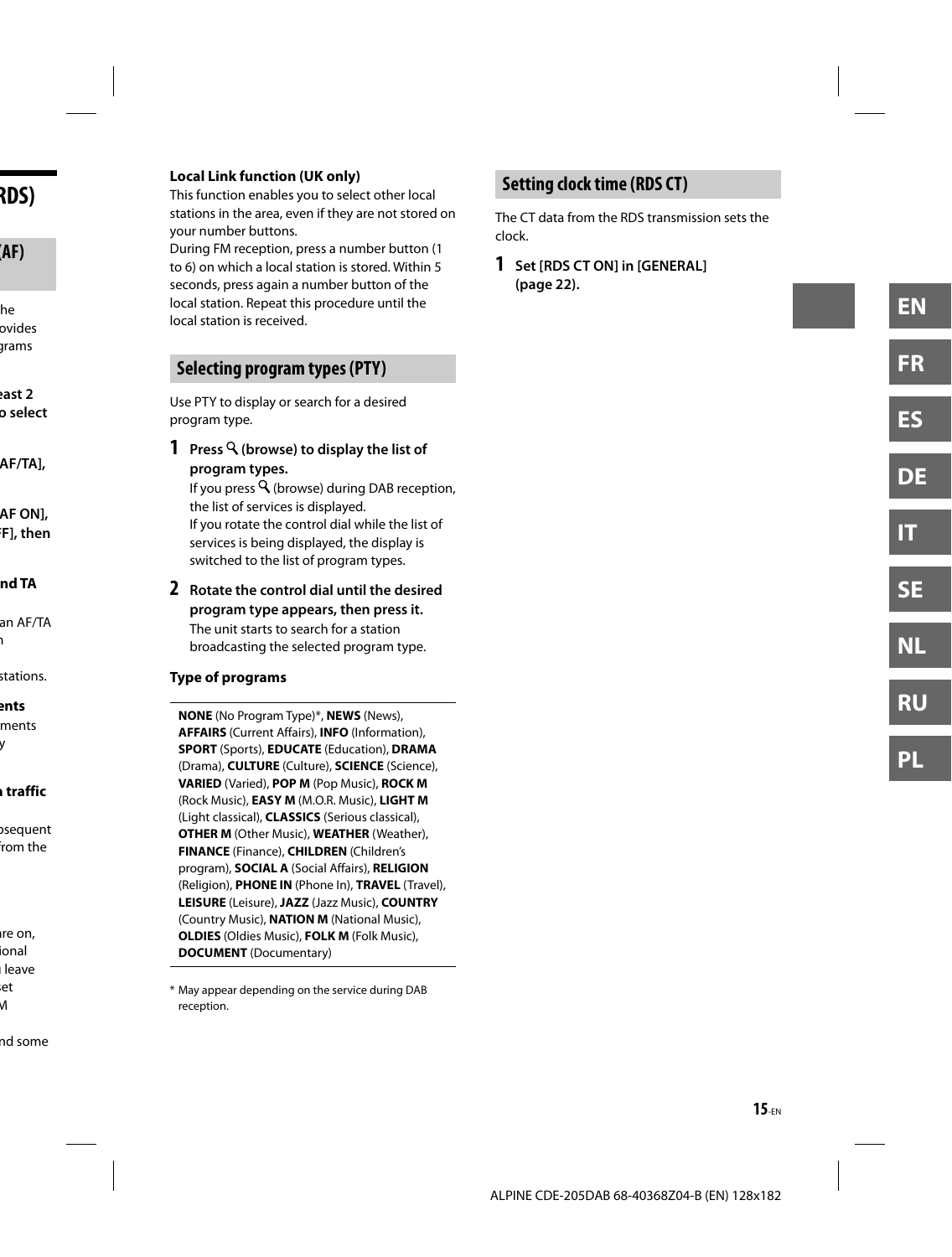**Local Link function (UK only)**

This function enables you to select other local stations in the area, even if they are not stored on your number buttons.

During FM reception, press a number button (1 to 6) on which a local station is stored. Within 5 seconds, press again a number button of the local station. Repeat this procedure until the local station is received.

## Selecting program types (PTY)

Use PTY to display or search for a desired program type.

**1 Press (browse) to display the list of program types.**

If you press (browse) during DAB reception, the list of services is displayed.

If you rotate the control dial while the list of services is being displayed, the display is switched to the list of program types.

**2 Rotate the control dial until the desired program type appears, then press it.**

The unit starts to search for a station broadcasting the selected program type.

**Type of programs**

**NONE** (No Program Type)*, **NEWS** (News), **AFFAIRS** (Current Affairs), **INFO** (Information), **SPORT** (Sports), **EDUCATE** (Education), **DRAMA** (Drama), **CULTURE** (Culture), **SCIENCE** (Science), **VARIED** (Varied), **POP M** (Pop Music), **ROCK M** (Rock Music), **EASY M** (M.O.R. Music), **LIGHT M** (Light classical), **CLASSICS** (Serious classical), **OTHER M** (Other Music), **WEATHER** (Weather), **FINANCE** (Finance), **CHILDREN** (Children's program), **SOCIAL A** (Social Affairs), **RELIGION** (Religion), **PHONE IN** (Phone In), **TRAVEL** (Travel), **LEISURE** (Leisure), **JAZZ** (Jazz Music), **COUNTRY** (Country Music), **NATION M** (National Music), **OLDIES** (Oldies Music), **FOLK M** (Folk Music), **DOCUMENT** (Documentary)

* May appear depending on the service during DAB reception.

## Setting clock time (RDS CT)

The CT data from the RDS transmission sets the clock.

**1 Set [RDS CT ON] in [GENERAL] (page 22).**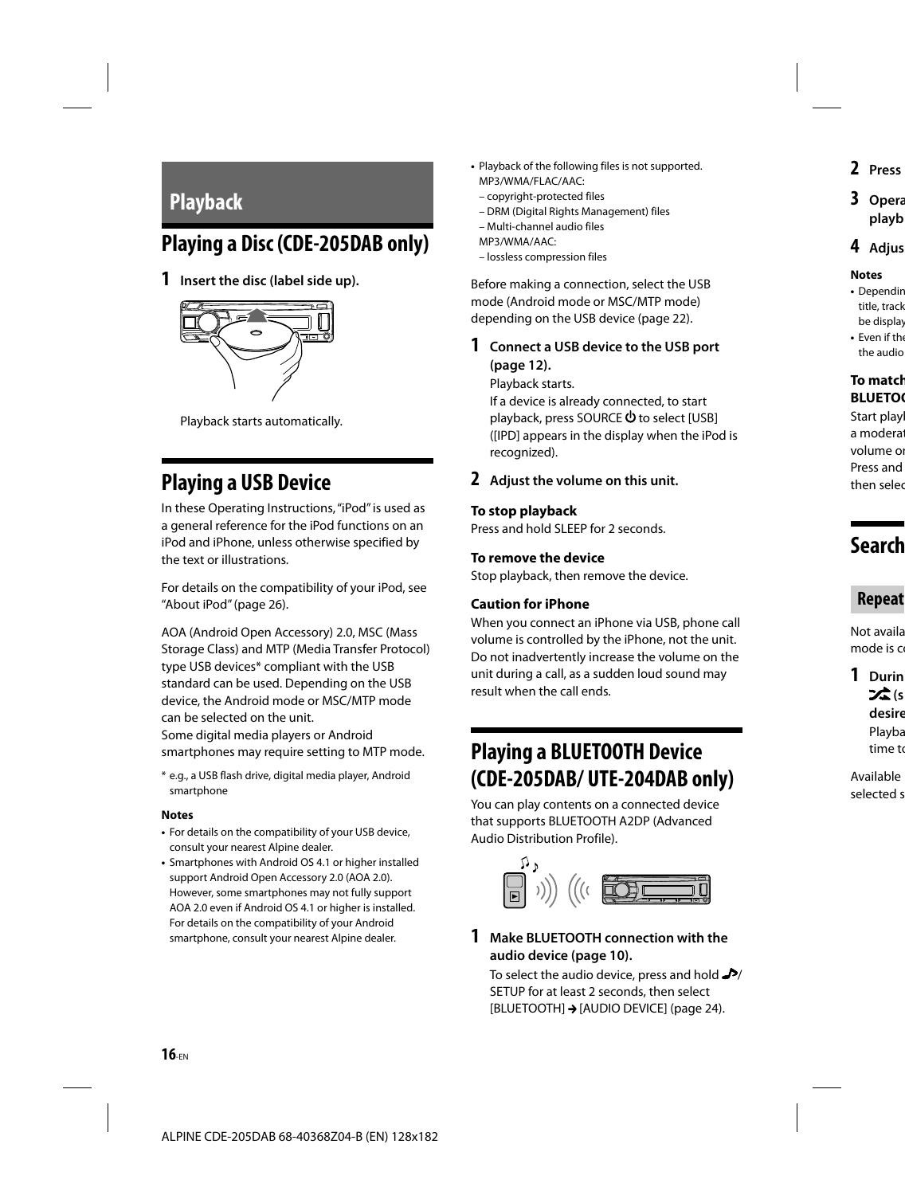# Playback

## Playing a Disc (CDE-205DAB only)

**1 Insert the disc (label side up).**

Playback starts automatically.

## Playing a USB Device

In these Operating Instructions, "iPod" is used as a general reference for the iPod functions on an iPod and iPhone, unless otherwise specified by the text or illustrations.

For details on the compatibility of your iPod, see "About iPod" (page 26).

AOA (Android Open Accessory) 2.0, MSC (Mass Storage Class) and MTP (Media Transfer Protocol) type USB devices* compliant with the USB standard can be used. Depending on the USB device, the Android mode or MSC/MTP mode can be selected on the unit.
Some digital media players or Android smartphones may require setting to MTP mode.

\* e.g., a USB flash drive, digital media player, Android smartphone

**Notes**

- For details on the compatibility of your USB device, consult your nearest Alpine dealer.
- Smartphones with Android OS 4.1 or higher installed support Android Open Accessory 2.0 (AOA 2.0). However, some smartphones may not fully support AOA 2.0 even if Android OS 4.1 or higher is installed. For details on the compatibility of your Android smartphone, consult your nearest Alpine dealer.
- Playback of the following files is not supported.
  MP3/WMA/FLAC/AAC:
  – copyright-protected files
  – DRM (Digital Rights Management) files
  – Multi-channel audio files
  MP3/WMA/AAC:
  – lossless compression files

Before making a connection, select the USB mode (Android mode or MSC/MTP mode) depending on the USB device (page 22).

**1 Connect a USB device to the USB port (page 12).**

Playback starts.
If a device is already connected, to start playback, press SOURCE ⏻ to select [USB] ([IPD] appears in the display when the iPod is recognized).

**2 Adjust the volume on this unit.**

**To stop playback**
Press and hold SLEEP for 2 seconds.

**To remove the device**
Stop playback, then remove the device.

**Caution for iPhone**
When you connect an iPhone via USB, phone call volume is controlled by the iPhone, not the unit. Do not inadvertently increase the volume on the unit during a call, as a sudden loud sound may result when the call ends.

## Playing a BLUETOOTH Device (CDE-205DAB/ UTE-204DAB only)

You can play contents on a connected device that supports BLUETOOTH A2DP (Advanced Audio Distribution Profile).

**1 Make BLUETOOTH connection with the audio device (page 10).**

To select the audio device, press and hold ♪/ SETUP for at least 2 seconds, then select [BLUETOOTH] → [AUDIO DEVICE] (page 24).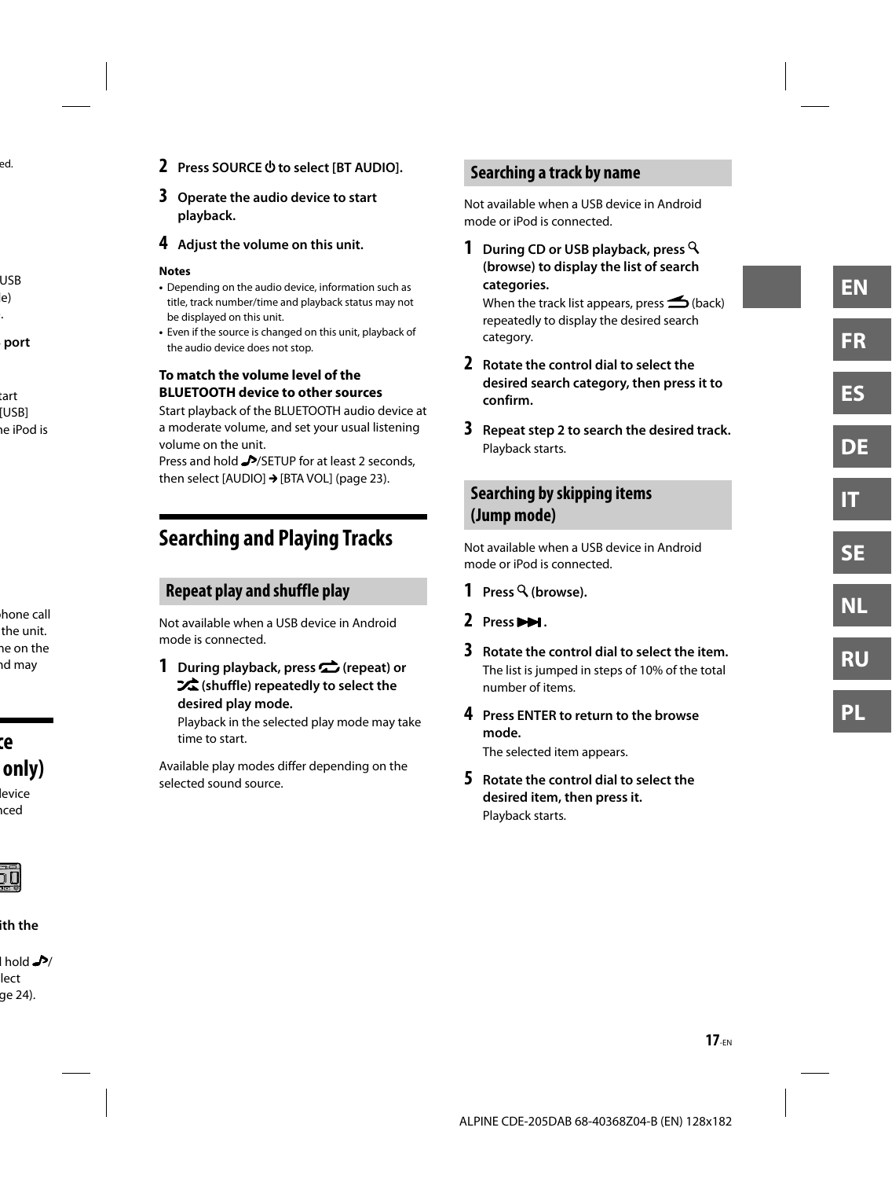2. **Press SOURCE ⏻ to select [BT AUDIO].**
3. **Operate the audio device to start playback.**
4. **Adjust the volume on this unit.**

**Notes**

- Depending on the audio device, information such as title, track number/time and playback status may not be displayed on this unit.
- Even if the source is changed on this unit, playback of the audio device does not stop.

**To match the volume level of the BLUETOOTH device to other sources**

Start playback of the BLUETOOTH audio device at a moderate volume, and set your usual listening volume on the unit.

Press and hold ♪/SETUP for at least 2 seconds, then select [AUDIO] → [BTA VOL] (page 23).

# Searching and Playing Tracks

## Repeat play and shuffle play

Not available when a USB device in Android mode is connected.

1. **During playback, press (repeat) or (shuffle) repeatedly to select the desired play mode.**

   Playback in the selected play mode may take time to start.

Available play modes differ depending on the selected sound source.

## Searching a track by name

Not available when a USB device in Android mode or iPod is connected.

1. **During CD or USB playback, press (browse) to display the list of search categories.**

   When the track list appears, press (back) repeatedly to display the desired search category.

2. **Rotate the control dial to select the desired search category, then press it to confirm.**
3. **Repeat step 2 to search the desired track.**

   Playback starts.

## Searching by skipping items (Jump mode)

Not available when a USB device in Android mode or iPod is connected.

1. **Press (browse).**
2. **Press ⏭.**
3. **Rotate the control dial to select the item.**

   The list is jumped in steps of 10% of the total number of items.

4. **Press ENTER to return to the browse mode.**

   The selected item appears.

5. **Rotate the control dial to select the desired item, then press it.**

   Playback starts.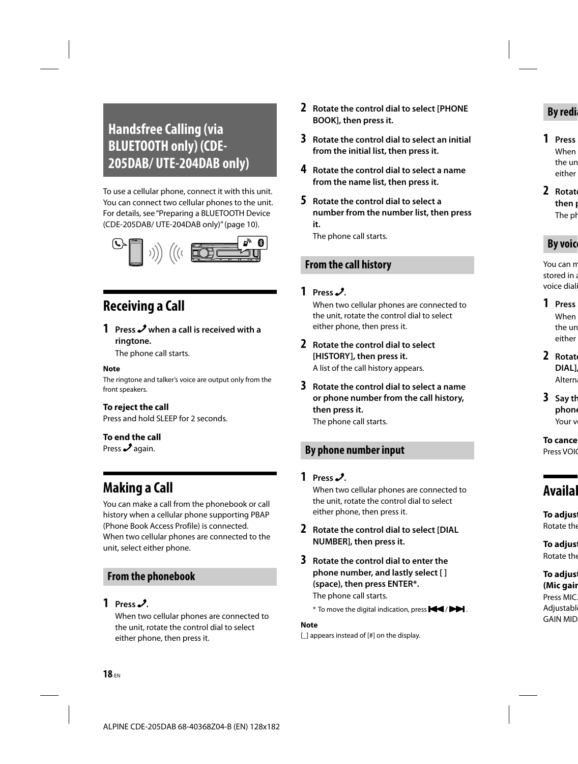# Handsfree Calling (via BLUETOOTH only) (CDE-205DAB/ UTE-204DAB only)

To use a cellular phone, connect it with this unit. You can connect two cellular phones to the unit. For details, see "Preparing a BLUETOOTH Device (CDE-205DAB/ UTE-204DAB only)" (page 10).

## Receiving a Call

**1 Press  when a call is received with a ringtone.**

The phone call starts.

**Note**

The ringtone and talker's voice are output only from the front speakers.

**To reject the call**

Press and hold SLEEP for 2 seconds.

**To end the call**

Press  again.

## Making a Call

You can make a call from the phonebook or call history when a cellular phone supporting PBAP (Phone Book Access Profile) is connected.

When two cellular phones are connected to the unit, select either phone.

### From the phonebook

**1 Press .**

When two cellular phones are connected to the unit, rotate the control dial to select either phone, then press it.

**2 Rotate the control dial to select [PHONE BOOK], then press it.**

**3 Rotate the control dial to select an initial from the initial list, then press it.**

**4 Rotate the control dial to select a name from the name list, then press it.**

**5 Rotate the control dial to select a number from the number list, then press it.**

The phone call starts.

### From the call history

**1 Press .**

When two cellular phones are connected to the unit, rotate the control dial to select either phone, then press it.

**2 Rotate the control dial to select [HISTORY], then press it.**

A list of the call history appears.

**3 Rotate the control dial to select a name or phone number from the call history, then press it.**

The phone call starts.

### By phone number input

**1 Press .**

When two cellular phones are connected to the unit, rotate the control dial to select either phone, then press it.

**2 Rotate the control dial to select [DIAL NUMBER], then press it.**

**3 Rotate the control dial to enter the phone number, and lastly select [ ] (space), then press ENTER*.**

The phone call starts.

* To move the digital indication, press ⏮ / ⏭.

**Note**

[_] appears instead of [#] on the display.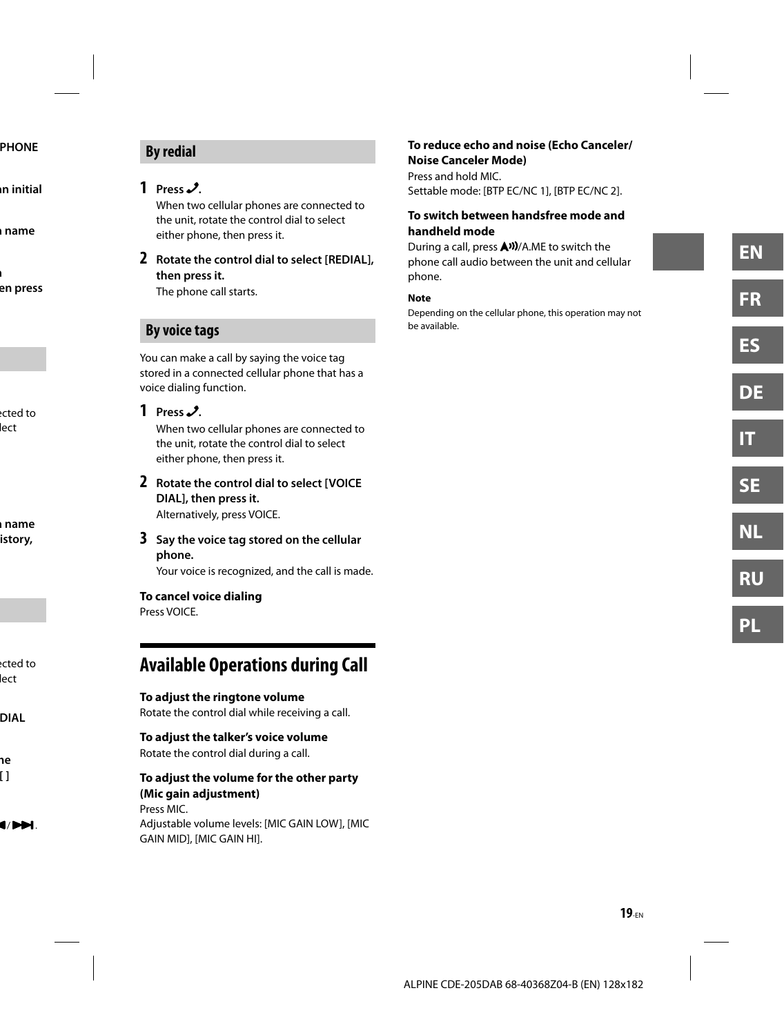### By redial

1. **Press ✆.**
   When two cellular phones are connected to the unit, rotate the control dial to select either phone, then press it.

2. **Rotate the control dial to select [REDIAL], then press it.**
   The phone call starts.

### By voice tags

You can make a call by saying the voice tag stored in a connected cellular phone that has a voice dialing function.

1. **Press ✆.**
   When two cellular phones are connected to the unit, rotate the control dial to select either phone, then press it.

2. **Rotate the control dial to select [VOICE DIAL], then press it.**
   Alternatively, press VOICE.

3. **Say the voice tag stored on the cellular phone.**
   Your voice is recognized, and the call is made.

**To cancel voice dialing**
Press VOICE.

## Available Operations during Call

**To adjust the ringtone volume**
Rotate the control dial while receiving a call.

**To adjust the talker's voice volume**
Rotate the control dial during a call.

**To adjust the volume for the other party (Mic gain adjustment)**
Press MIC.
Adjustable volume levels: [MIC GAIN LOW], [MIC GAIN MID], [MIC GAIN HI].

**To reduce echo and noise (Echo Canceler/ Noise Canceler Mode)**
Press and hold MIC.
Settable mode: [BTP EC/NC 1], [BTP EC/NC 2].

**To switch between handsfree mode and handheld mode**
During a call, press /A.ME to switch the phone call audio between the unit and cellular phone.

**Note**
Depending on the cellular phone, this operation may not be available.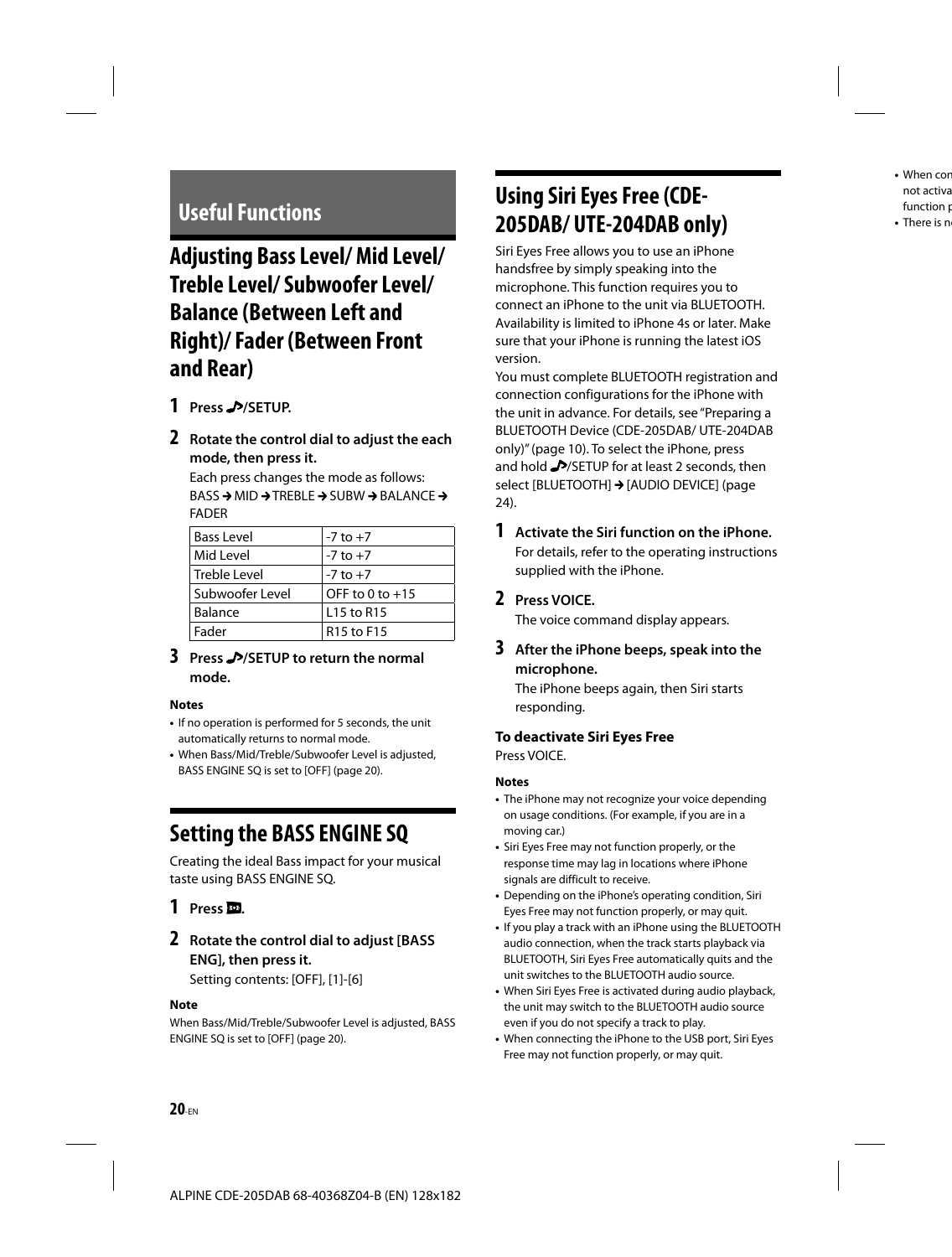# Useful Functions

## Adjusting Bass Level/ Mid Level/ Treble Level/ Subwoofer Level/ Balance (Between Left and Right)/ Fader (Between Front and Rear)

**1 Press ♪/SETUP.**

**2 Rotate the control dial to adjust the each mode, then press it.**

Each press changes the mode as follows:
BASS → MID → TREBLE → SUBW → BALANCE → FADER

| Bass Level | -7 to +7 |
|---|---|
| Mid Level | -7 to +7 |
| Treble Level | -7 to +7 |
| Subwoofer Level | OFF to 0 to +15 |
| Balance | L15 to R15 |
| Fader | R15 to F15 |

**3 Press ♪/SETUP to return the normal mode.**

**Notes**

- If no operation is performed for 5 seconds, the unit automatically returns to normal mode.
- When Bass/Mid/Treble/Subwoofer Level is adjusted, BASS ENGINE SQ is set to [OFF] (page 20).

## Setting the BASS ENGINE SQ

Creating the ideal Bass impact for your musical taste using BASS ENGINE SQ.

**1 Press .**

**2 Rotate the control dial to adjust [BASS ENG], then press it.**

Setting contents: [OFF], [1]-[6]

**Note**

When Bass/Mid/Treble/Subwoofer Level is adjusted, BASS ENGINE SQ is set to [OFF] (page 20).

## Using Siri Eyes Free (CDE-205DAB/ UTE-204DAB only)

Siri Eyes Free allows you to use an iPhone handsfree by simply speaking into the microphone. This function requires you to connect an iPhone to the unit via BLUETOOTH. Availability is limited to iPhone 4s or later. Make sure that your iPhone is running the latest iOS version.

You must complete BLUETOOTH registration and connection configurations for the iPhone with the unit in advance. For details, see "Preparing a BLUETOOTH Device (CDE-205DAB/ UTE-204DAB only)" (page 10). To select the iPhone, press and hold ♪/SETUP for at least 2 seconds, then select [BLUETOOTH] → [AUDIO DEVICE] (page 24).

**1 Activate the Siri function on the iPhone.**

For details, refer to the operating instructions supplied with the iPhone.

**2 Press VOICE.**

The voice command display appears.

**3 After the iPhone beeps, speak into the microphone.**

The iPhone beeps again, then Siri starts responding.

**To deactivate Siri Eyes Free**

Press VOICE.

**Notes**

- The iPhone may not recognize your voice depending on usage conditions. (For example, if you are in a moving car.)
- Siri Eyes Free may not function properly, or the response time may lag in locations where iPhone signals are difficult to receive.
- Depending on the iPhone's operating condition, Siri Eyes Free may not function properly, or may quit.
- If you play a track with an iPhone using the BLUETOOTH audio connection, when the track starts playback via BLUETOOTH, Siri Eyes Free automatically quits and the unit switches to the BLUETOOTH audio source.
- When Siri Eyes Free is activated during audio playback, the unit may switch to the BLUETOOTH audio source even if you do not specify a track to play.
- When connecting the iPhone to the USB port, Siri Eyes Free may not function properly, or may quit.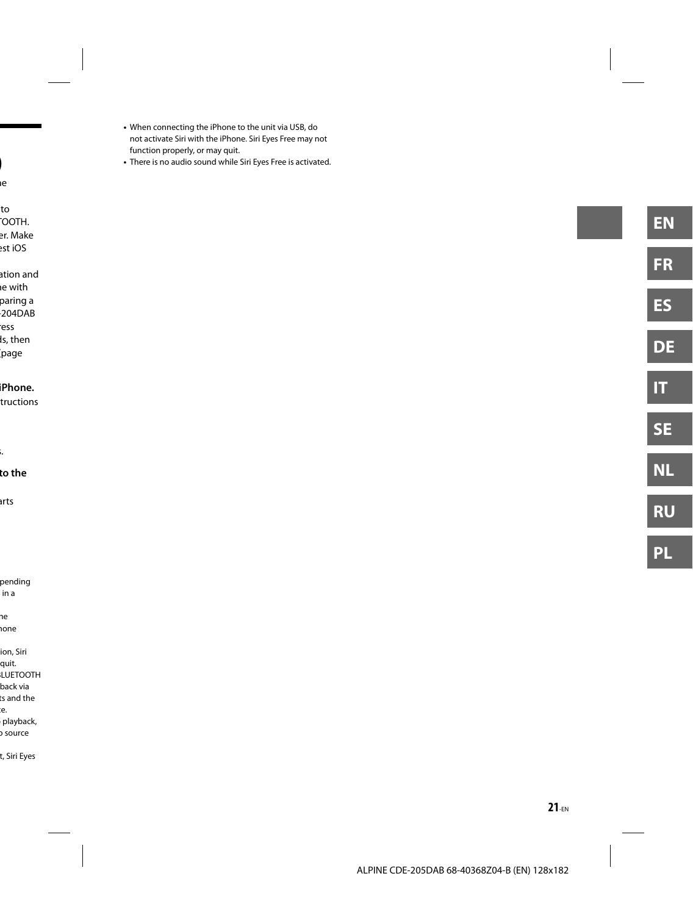- When connecting the iPhone to the unit via USB, do not activate Siri with the iPhone. Siri Eyes Free may not function properly, or may quit.
- There is no audio sound while Siri Eyes Free is activated.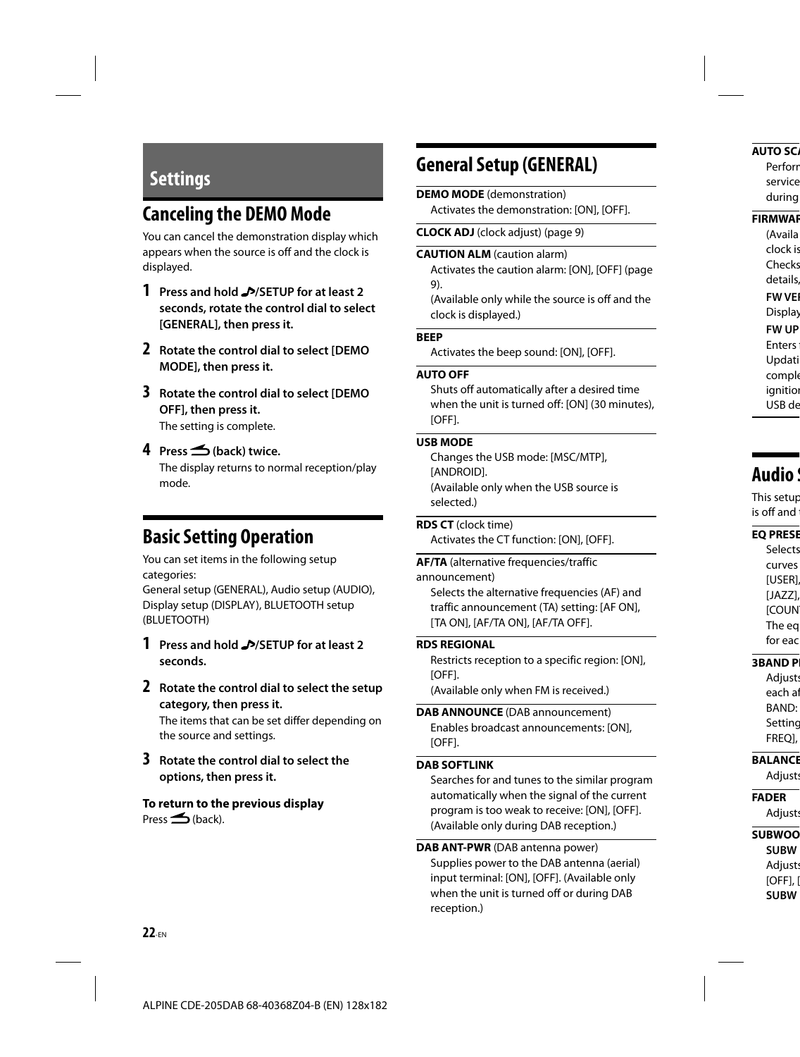## Settings

# Canceling the DEMO Mode

You can cancel the demonstration display which appears when the source is off and the clock is displayed.

1. **Press and hold ♪/SETUP for at least 2 seconds, rotate the control dial to select [GENERAL], then press it.**
2. **Rotate the control dial to select [DEMO MODE], then press it.**
3. **Rotate the control dial to select [DEMO OFF], then press it.**
   The setting is complete.
4. **Press ⮌ (back) twice.**
   The display returns to normal reception/play mode.

# Basic Setting Operation

You can set items in the following setup categories:
General setup (GENERAL), Audio setup (AUDIO), Display setup (DISPLAY), BLUETOOTH setup (BLUETOOTH)

1. **Press and hold ♪/SETUP for at least 2 seconds.**
2. **Rotate the control dial to select the setup category, then press it.**
   The items that can be set differ depending on the source and settings.
3. **Rotate the control dial to select the options, then press it.**

**To return to the previous display**
Press ⮌ (back).

# General Setup (GENERAL)

**DEMO MODE** (demonstration)
Activates the demonstration: [ON], [OFF].

**CLOCK ADJ** (clock adjust) (page 9)

**CAUTION ALM** (caution alarm)
Activates the caution alarm: [ON], [OFF] (page 9).
(Available only while the source is off and the clock is displayed.)

**BEEP**
Activates the beep sound: [ON], [OFF].

**AUTO OFF**
Shuts off automatically after a desired time when the unit is turned off: [ON] (30 minutes), [OFF].

**USB MODE**
Changes the USB mode: [MSC/MTP], [ANDROID].
(Available only when the USB source is selected.)

**RDS CT** (clock time)
Activates the CT function: [ON], [OFF].

**AF/TA** (alternative frequencies/traffic announcement)
Selects the alternative frequencies (AF) and traffic announcement (TA) setting: [AF ON], [TA ON], [AF/TA ON], [AF/TA OFF].

**RDS REGIONAL**
Restricts reception to a specific region: [ON], [OFF].
(Available only when FM is received.)

**DAB ANNOUNCE** (DAB announcement)
Enables broadcast announcements: [ON], [OFF].

**DAB SOFTLINK**
Searches for and tunes to the similar program automatically when the signal of the current program is too weak to receive: [ON], [OFF].
(Available only during DAB reception.)

**DAB ANT-PWR** (DAB antenna power)
Supplies power to the DAB antenna (aerial) input terminal: [ON], [OFF]. (Available only when the unit is turned off or during DAB reception.)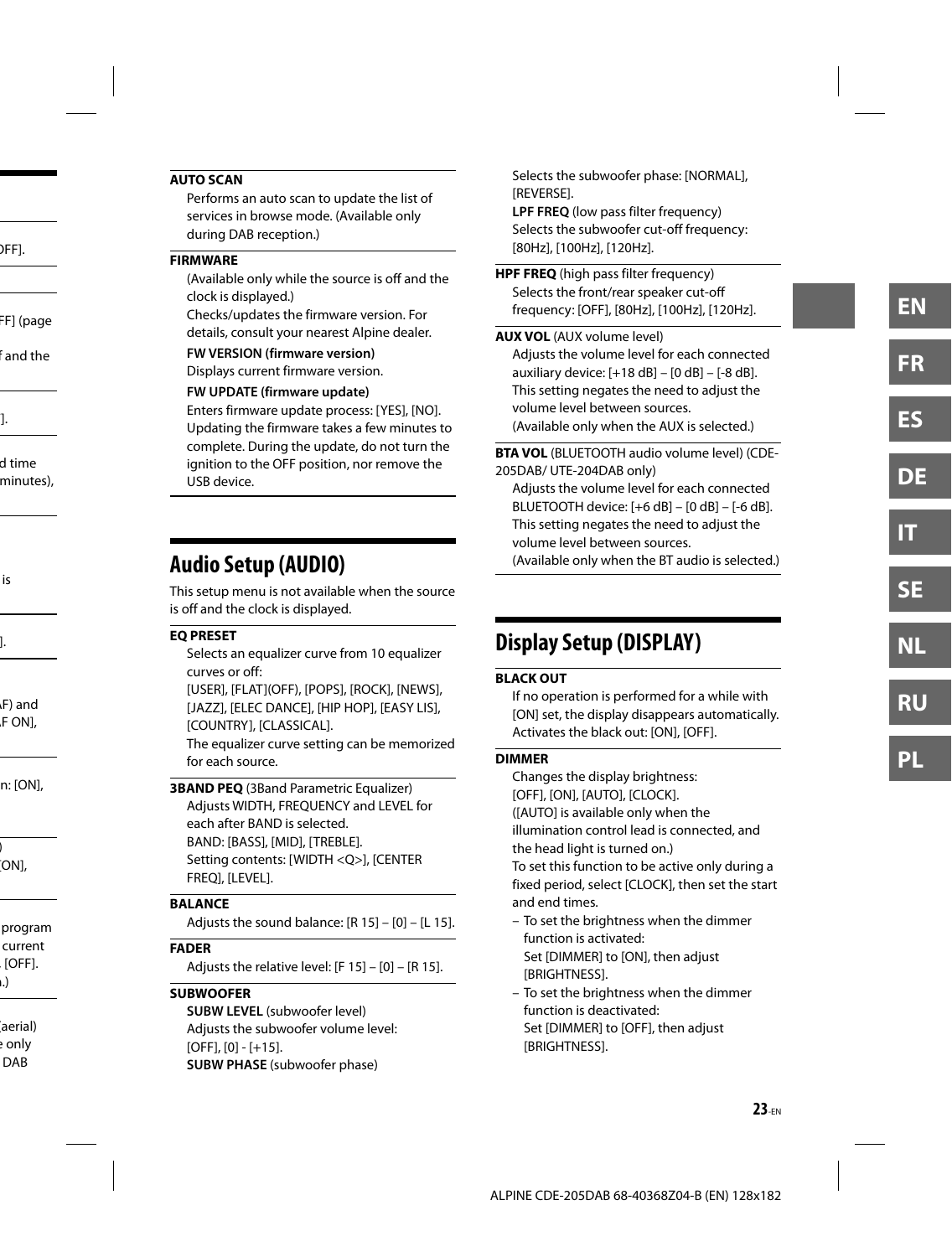**AUTO SCAN**

Performs an auto scan to update the list of services in browse mode. (Available only during DAB reception.)

**FIRMWARE**

(Available only while the source is off and the clock is displayed.)
Checks/updates the firmware version. For details, consult your nearest Alpine dealer.

**FW VERSION (firmware version)**
Displays current firmware version.

**FW UPDATE (firmware update)**
Enters firmware update process: [YES], [NO].
Updating the firmware takes a few minutes to complete. During the update, do not turn the ignition to the OFF position, nor remove the USB device.

## Audio Setup (AUDIO)

This setup menu is not available when the source is off and the clock is displayed.

**EQ PRESET**

Selects an equalizer curve from 10 equalizer curves or off:
[USER], [FLAT](OFF), [POPS], [ROCK], [NEWS], [JAZZ], [ELEC DANCE], [HIP HOP], [EASY LIS], [COUNTRY], [CLASSICAL].
The equalizer curve setting can be memorized for each source.

**3BAND PEQ** (3Band Parametric Equalizer)

Adjusts WIDTH, FREQUENCY and LEVEL for each after BAND is selected.
BAND: [BASS], [MID], [TREBLE].
Setting contents: [WIDTH <Q>], [CENTER FREQ], [LEVEL].

**BALANCE**

Adjusts the sound balance: [R 15] – [0] – [L 15].

**FADER**

Adjusts the relative level: [F 15] – [0] – [R 15].

**SUBWOOFER**

**SUBW LEVEL** (subwoofer level)
Adjusts the subwoofer volume level:
[OFF], [0] - [+15].

**SUBW PHASE** (subwoofer phase)
Selects the subwoofer phase: [NORMAL], [REVERSE].

**LPF FREQ** (low pass filter frequency)
Selects the subwoofer cut-off frequency: [80Hz], [100Hz], [120Hz].

**HPF FREQ** (high pass filter frequency)

Selects the front/rear speaker cut-off frequency: [OFF], [80Hz], [100Hz], [120Hz].

**AUX VOL** (AUX volume level)

Adjusts the volume level for each connected auxiliary device: [+18 dB] – [0 dB] – [-8 dB].
This setting negates the need to adjust the volume level between sources.
(Available only when the AUX is selected.)

**BTA VOL** (BLUETOOTH audio volume level) (CDE-205DAB/ UTE-204DAB only)

Adjusts the volume level for each connected BLUETOOTH device: [+6 dB] – [0 dB] – [-6 dB].
This setting negates the need to adjust the volume level between sources.
(Available only when the BT audio is selected.)

## Display Setup (DISPLAY)

**BLACK OUT**

If no operation is performed for a while with [ON] set, the display disappears automatically.
Activates the black out: [ON], [OFF].

**DIMMER**

Changes the display brightness:
[OFF], [ON], [AUTO], [CLOCK].
([AUTO] is available only when the illumination control lead is connected, and the head light is turned on.)
To set this function to be active only during a fixed period, select [CLOCK], then set the start and end times.

- To set the brightness when the dimmer function is activated:
  Set [DIMMER] to [ON], then adjust [BRIGHTNESS].
- To set the brightness when the dimmer function is deactivated:
  Set [DIMMER] to [OFF], then adjust [BRIGHTNESS].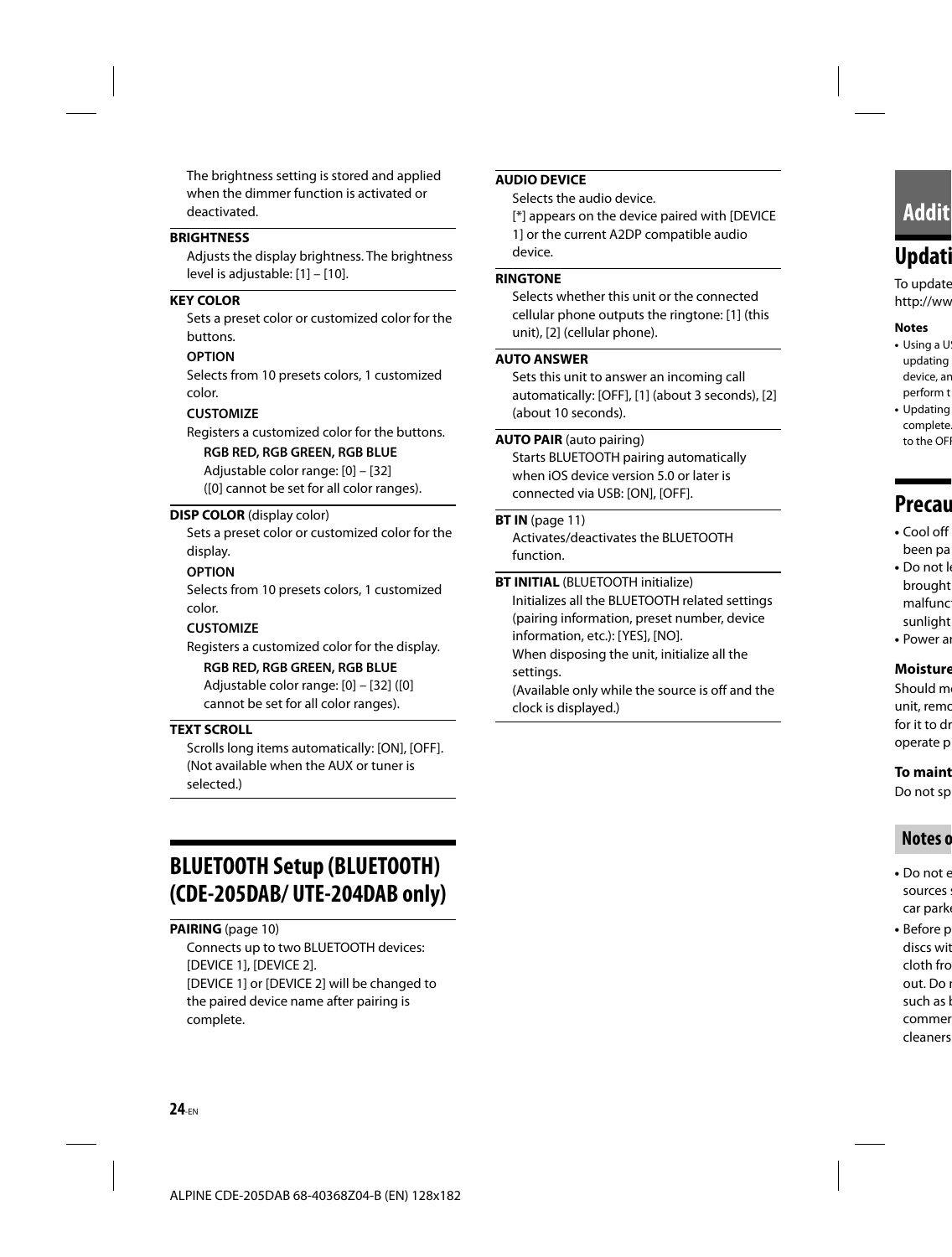The brightness setting is stored and applied when the dimmer function is activated or deactivated.

**BRIGHTNESS**
Adjusts the display brightness. The brightness level is adjustable: [1] – [10].

**KEY COLOR**
Sets a preset color or customized color for the buttons.

**OPTION**
Selects from 10 presets colors, 1 customized color.

**CUSTOMIZE**
Registers a customized color for the buttons.

**RGB RED, RGB GREEN, RGB BLUE**
Adjustable color range: [0] – [32]
([0] cannot be set for all color ranges).

**DISP COLOR** (display color)
Sets a preset color or customized color for the display.

**OPTION**
Selects from 10 presets colors, 1 customized color.

**CUSTOMIZE**
Registers a customized color for the display.

**RGB RED, RGB GREEN, RGB BLUE**
Adjustable color range: [0] – [32] ([0] cannot be set for all color ranges).

**TEXT SCROLL**
Scrolls long items automatically: [ON], [OFF].
(Not available when the AUX or tuner is selected.)

## BLUETOOTH Setup (BLUETOOTH) (CDE-205DAB/ UTE-204DAB only)

**PAIRING** (page 10)
Connects up to two BLUETOOTH devices: [DEVICE 1], [DEVICE 2].
[DEVICE 1] or [DEVICE 2] will be changed to the paired device name after pairing is complete.

**AUDIO DEVICE**
Selects the audio device.
[*] appears on the device paired with [DEVICE 1] or the current A2DP compatible audio device.

**RINGTONE**
Selects whether this unit or the connected cellular phone outputs the ringtone: [1] (this unit), [2] (cellular phone).

**AUTO ANSWER**
Sets this unit to answer an incoming call automatically: [OFF], [1] (about 3 seconds), [2] (about 10 seconds).

**AUTO PAIR** (auto pairing)
Starts BLUETOOTH pairing automatically when iOS device version 5.0 or later is connected via USB: [ON], [OFF].

**BT IN** (page 11)
Activates/deactivates the BLUETOOTH function.

**BT INITIAL** (BLUETOOTH initialize)
Initializes all the BLUETOOTH related settings (pairing information, preset number, device information, etc.): [YES], [NO].
When disposing the unit, initialize all the settings.
(Available only while the source is off and the clock is displayed.)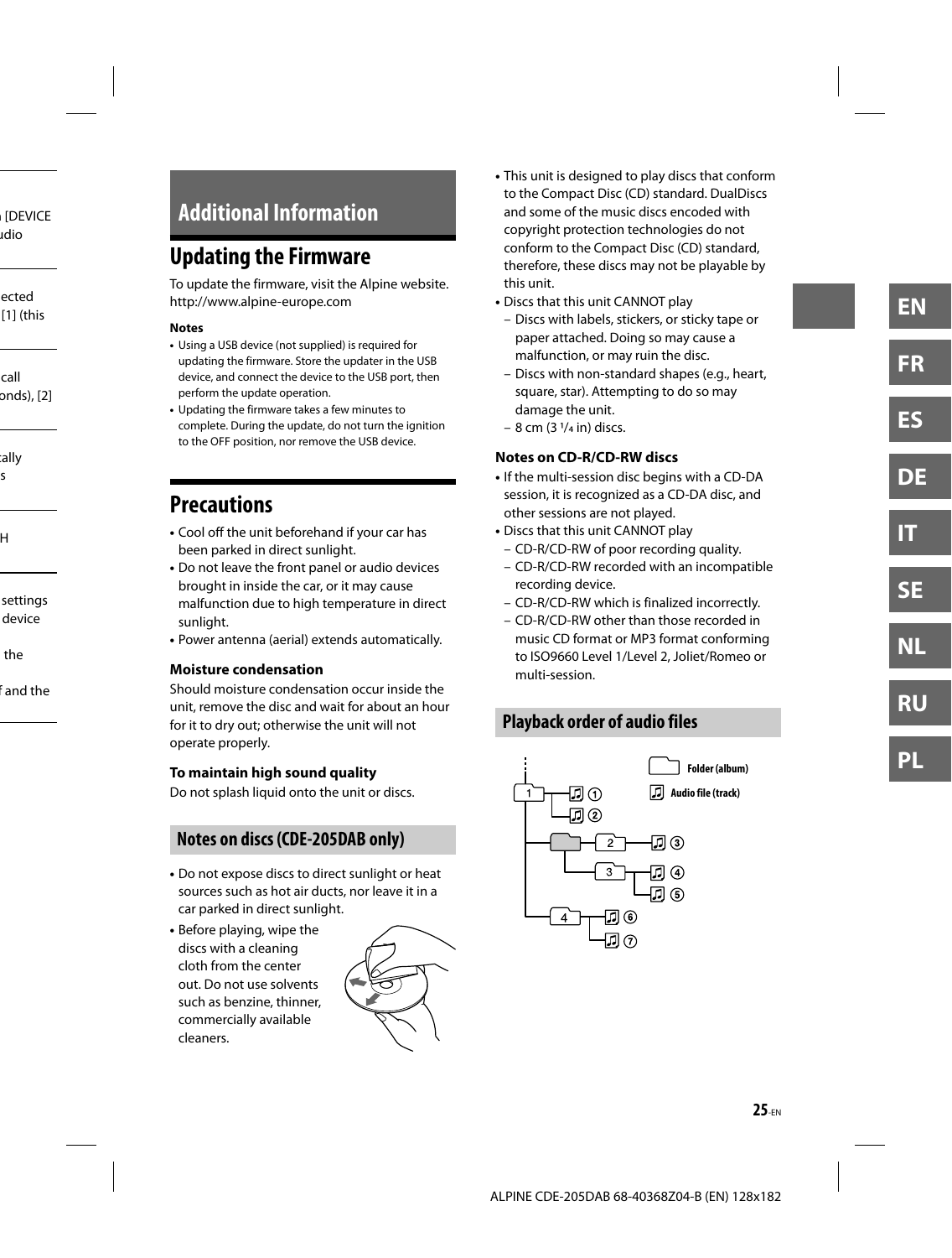# Additional Information

## Updating the Firmware

To update the firmware, visit the Alpine website.
http://www.alpine-europe.com

**Notes**

- Using a USB device (not supplied) is required for updating the firmware. Store the updater in the USB device, and connect the device to the USB port, then perform the update operation.
- Updating the firmware takes a few minutes to complete. During the update, do not turn the ignition to the OFF position, nor remove the USB device.

## Precautions

- Cool off the unit beforehand if your car has been parked in direct sunlight.
- Do not leave the front panel or audio devices brought in inside the car, or it may cause malfunction due to high temperature in direct sunlight.
- Power antenna (aerial) extends automatically.

### Moisture condensation

Should moisture condensation occur inside the unit, remove the disc and wait for about an hour for it to dry out; otherwise the unit will not operate properly.

### To maintain high sound quality

Do not splash liquid onto the unit or discs.

## Notes on discs (CDE-205DAB only)

- Do not expose discs to direct sunlight or heat sources such as hot air ducts, nor leave it in a car parked in direct sunlight.
- Before playing, wipe the discs with a cleaning cloth from the center out. Do not use solvents such as benzine, thinner, commercially available cleaners.
- This unit is designed to play discs that conform to the Compact Disc (CD) standard. DualDiscs and some of the music discs encoded with copyright protection technologies do not conform to the Compact Disc (CD) standard, therefore, these discs may not be playable by this unit.
- Discs that this unit CANNOT play
  - Discs with labels, stickers, or sticky tape or paper attached. Doing so may cause a malfunction, or may ruin the disc.
  - Discs with non-standard shapes (e.g., heart, square, star). Attempting to do so may damage the unit.
  - 8 cm (3 1/4 in) discs.

### Notes on CD-R/CD-RW discs

- If the multi-session disc begins with a CD-DA session, it is recognized as a CD-DA disc, and other sessions are not played.
- Discs that this unit CANNOT play
  - CD-R/CD-RW of poor recording quality.
  - CD-R/CD-RW recorded with an incompatible recording device.
  - CD-R/CD-RW which is finalized incorrectly.
  - CD-R/CD-RW other than those recorded in music CD format or MP3 format conforming to ISO9660 Level 1/Level 2, Joliet/Romeo or multi-session.

## Playback order of audio files

Folder (album)
Audio file (track)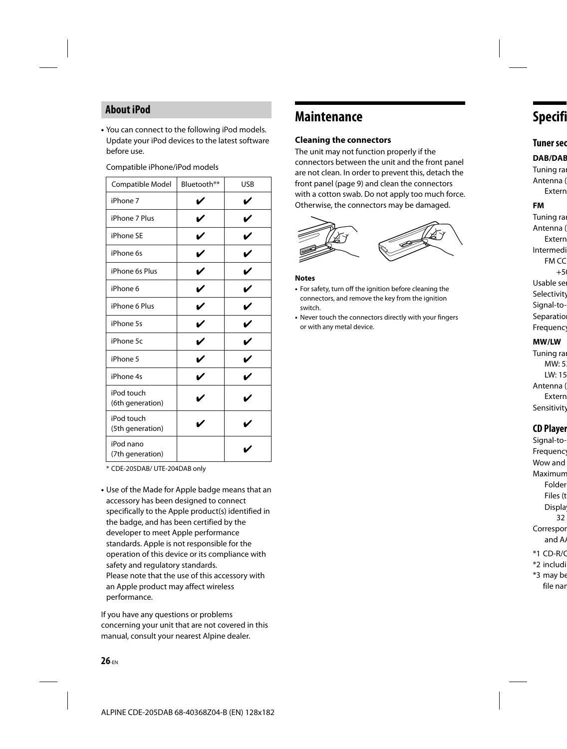## About iPod

- You can connect to the following iPod models. Update your iPod devices to the latest software before use.

  Compatible iPhone/iPod models

| Compatible Model | Bluetooth®* | USB |
| --- | --- | --- |
| iPhone 7 | ✔ | ✔ |
| iPhone 7 Plus | ✔ | ✔ |
| iPhone SE | ✔ | ✔ |
| iPhone 6s | ✔ | ✔ |
| iPhone 6s Plus | ✔ | ✔ |
| iPhone 6 | ✔ | ✔ |
| iPhone 6 Plus | ✔ | ✔ |
| iPhone 5s | ✔ | ✔ |
| iPhone 5c | ✔ | ✔ |
| iPhone 5 | ✔ | ✔ |
| iPhone 4s | ✔ | ✔ |
| iPod touch (6th generation) | ✔ | ✔ |
| iPod touch (5th generation) | ✔ | ✔ |
| iPod nano (7th generation) | | ✔ |

\* CDE-205DAB/ UTE-204DAB only

- Use of the Made for Apple badge means that an accessory has been designed to connect specifically to the Apple product(s) identified in the badge, and has been certified by the developer to meet Apple performance standards. Apple is not responsible for the operation of this device or its compliance with safety and regulatory standards.
  Please note that the use of this accessory with an Apple product may affect wireless performance.

If you have any questions or problems concerning your unit that are not covered in this manual, consult your nearest Alpine dealer.

# Maintenance

### Cleaning the connectors

The unit may not function properly if the connectors between the unit and the front panel are not clean. In order to prevent this, detach the front panel (page 9) and clean the connectors with a cotton swab. Do not apply too much force. Otherwise, the connectors may be damaged.

**Notes**

- For safety, turn off the ignition before cleaning the connectors, and remove the key from the ignition switch.
- Never touch the connectors directly with your fingers or with any metal device.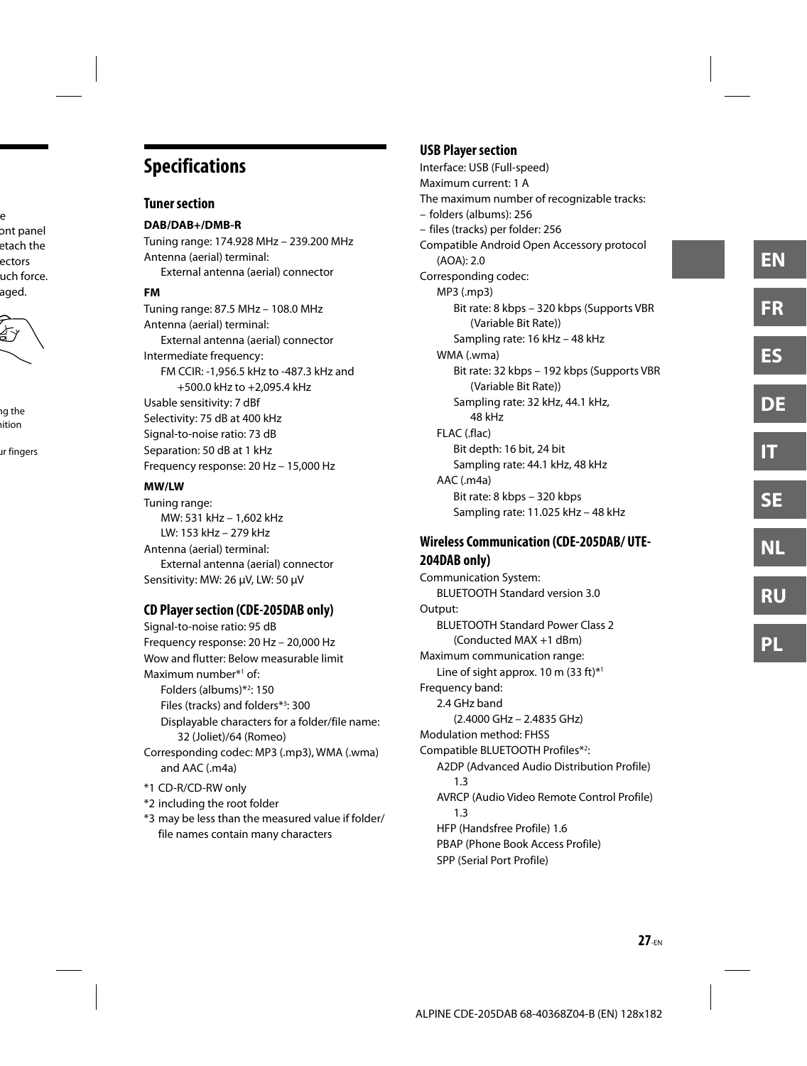# Specifications

## Tuner section

### DAB/DAB+/DMB-R

Tuning range: 174.928 MHz – 239.200 MHz
Antenna (aerial) terminal:
External antenna (aerial) connector

### FM

Tuning range: 87.5 MHz – 108.0 MHz
Antenna (aerial) terminal:
External antenna (aerial) connector
Intermediate frequency:
FM CCIR: -1,956.5 kHz to -487.3 kHz and +500.0 kHz to +2,095.4 kHz
Usable sensitivity: 7 dBf
Selectivity: 75 dB at 400 kHz
Signal-to-noise ratio: 73 dB
Separation: 50 dB at 1 kHz
Frequency response: 20 Hz – 15,000 Hz

### MW/LW

Tuning range:
MW: 531 kHz – 1,602 kHz
LW: 153 kHz – 279 kHz
Antenna (aerial) terminal:
External antenna (aerial) connector
Sensitivity: MW: 26 µV, LW: 50 µV

## CD Player section (CDE-205DAB only)

Signal-to-noise ratio: 95 dB
Frequency response: 20 Hz – 20,000 Hz
Wow and flutter: Below measurable limit
Maximum number*1 of:
Folders (albums)*2: 150
Files (tracks) and folders*3: 300
Displayable characters for a folder/file name: 32 (Joliet)/64 (Romeo)
Corresponding codec: MP3 (.mp3), WMA (.wma) and AAC (.m4a)

*1 CD-R/CD-RW only
*2 including the root folder
*3 may be less than the measured value if folder/file names contain many characters

## USB Player section

Interface: USB (Full-speed)
Maximum current: 1 A
The maximum number of recognizable tracks:
– folders (albums): 256
– files (tracks) per folder: 256
Compatible Android Open Accessory protocol (AOA): 2.0
Corresponding codec:
MP3 (.mp3)
Bit rate: 8 kbps – 320 kbps (Supports VBR (Variable Bit Rate))
Sampling rate: 16 kHz – 48 kHz
WMA (.wma)
Bit rate: 32 kbps – 192 kbps (Supports VBR (Variable Bit Rate))
Sampling rate: 32 kHz, 44.1 kHz, 48 kHz
FLAC (.flac)
Bit depth: 16 bit, 24 bit
Sampling rate: 44.1 kHz, 48 kHz
AAC (.m4a)
Bit rate: 8 kbps – 320 kbps
Sampling rate: 11.025 kHz – 48 kHz

## Wireless Communication (CDE-205DAB/ UTE-204DAB only)

Communication System:
BLUETOOTH Standard version 3.0
Output:
BLUETOOTH Standard Power Class 2 (Conducted MAX +1 dBm)
Maximum communication range:
Line of sight approx. 10 m (33 ft)*1
Frequency band:
2.4 GHz band (2.4000 GHz – 2.4835 GHz)
Modulation method: FHSS
Compatible BLUETOOTH Profiles*2:
A2DP (Advanced Audio Distribution Profile) 1.3
AVRCP (Audio Video Remote Control Profile) 1.3
HFP (Handsfree Profile) 1.6
PBAP (Phone Book Access Profile)
SPP (Serial Port Profile)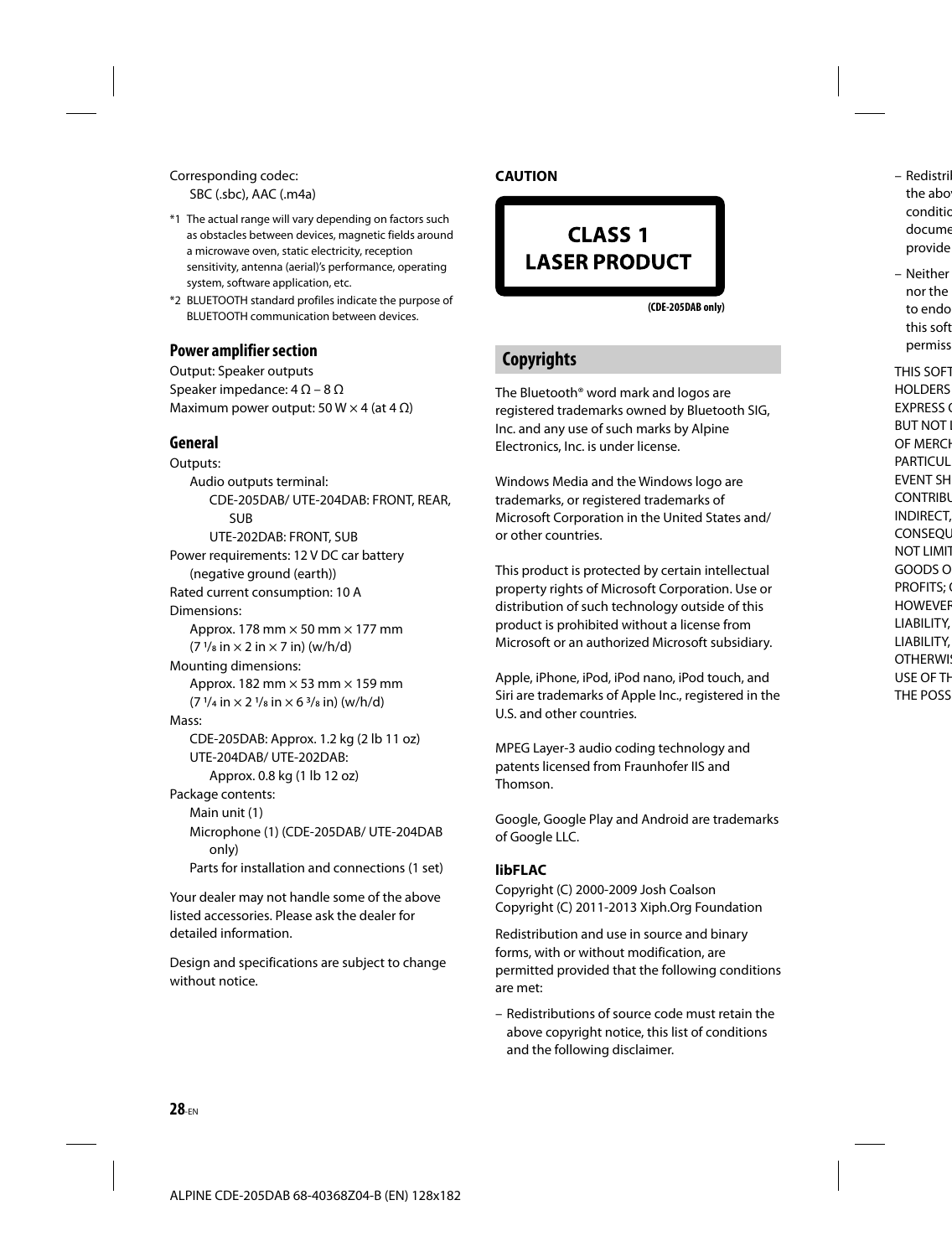Corresponding codec:
SBC (.sbc), AAC (.m4a)

*1 The actual range will vary depending on factors such as obstacles between devices, magnetic fields around a microwave oven, static electricity, reception sensitivity, antenna (aerial)'s performance, operating system, software application, etc.

*2 BLUETOOTH standard profiles indicate the purpose of BLUETOOTH communication between devices.

### Power amplifier section

Output: Speaker outputs
Speaker impedance: 4 Ω – 8 Ω
Maximum power output: 50 W × 4 (at 4 Ω)

### General

Outputs:
- Audio outputs terminal:
  - CDE-205DAB/ UTE-204DAB: FRONT, REAR, SUB
  - UTE-202DAB: FRONT, SUB

Power requirements: 12 V DC car battery (negative ground (earth))
Rated current consumption: 10 A
Dimensions:
Approx. 178 mm × 50 mm × 177 mm
(7 1/8 in × 2 in × 7 in) (w/h/d)
Mounting dimensions:
Approx. 182 mm × 53 mm × 159 mm
(7 1/4 in × 2 1/8 in × 6 3/8 in) (w/h/d)
Mass:
CDE-205DAB: Approx. 1.2 kg (2 lb 11 oz)
UTE-204DAB/ UTE-202DAB:
Approx. 0.8 kg (1 lb 12 oz)
Package contents:
- Main unit (1)
- Microphone (1) (CDE-205DAB/ UTE-204DAB only)
- Parts for installation and connections (1 set)

Your dealer may not handle some of the above listed accessories. Please ask the dealer for detailed information.

Design and specifications are subject to change without notice.

**CAUTION**

**CLASS 1**
**LASER PRODUCT**

**(CDE-205DAB only)**

## Copyrights

The Bluetooth® word mark and logos are registered trademarks owned by Bluetooth SIG, Inc. and any use of such marks by Alpine Electronics, Inc. is under license.

Windows Media and the Windows logo are trademarks, or registered trademarks of Microsoft Corporation in the United States and/ or other countries.

This product is protected by certain intellectual property rights of Microsoft Corporation. Use or distribution of such technology outside of this product is prohibited without a license from Microsoft or an authorized Microsoft subsidiary.

Apple, iPhone, iPod, iPod nano, iPod touch, and Siri are trademarks of Apple Inc., registered in the U.S. and other countries.

MPEG Layer-3 audio coding technology and patents licensed from Fraunhofer IIS and Thomson.

Google, Google Play and Android are trademarks of Google LLC.

### libFLAC

Copyright (C) 2000-2009 Josh Coalson
Copyright (C) 2011-2013 Xiph.Org Foundation

Redistribution and use in source and binary forms, with or without modification, are permitted provided that the following conditions are met:

- Redistributions of source code must retain the above copyright notice, this list of conditions and the following disclaimer.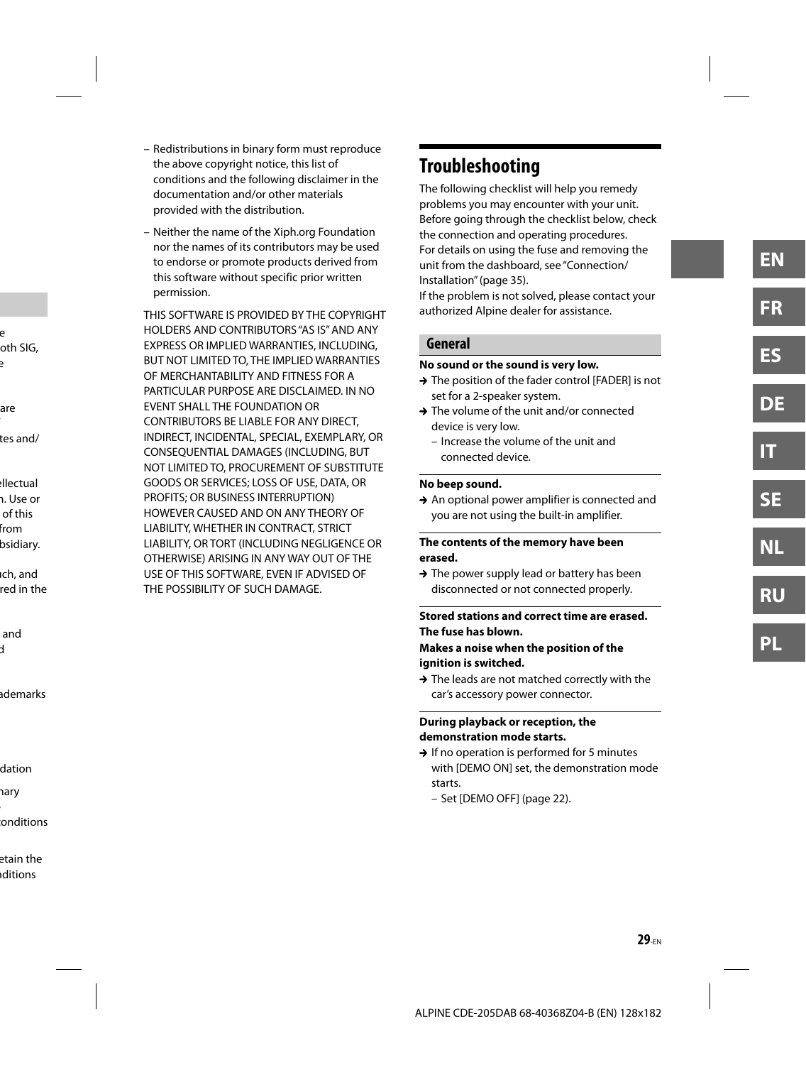– Redistributions in binary form must reproduce the above copyright notice, this list of conditions and the following disclaimer in the documentation and/or other materials provided with the distribution.

– Neither the name of the Xiph.org Foundation nor the names of its contributors may be used to endorse or promote products derived from this software without specific prior written permission.

THIS SOFTWARE IS PROVIDED BY THE COPYRIGHT HOLDERS AND CONTRIBUTORS “AS IS” AND ANY EXPRESS OR IMPLIED WARRANTIES, INCLUDING, BUT NOT LIMITED TO, THE IMPLIED WARRANTIES OF MERCHANTABILITY AND FITNESS FOR A PARTICULAR PURPOSE ARE DISCLAIMED. IN NO EVENT SHALL THE FOUNDATION OR CONTRIBUTORS BE LIABLE FOR ANY DIRECT, INDIRECT, INCIDENTAL, SPECIAL, EXEMPLARY, OR CONSEQUENTIAL DAMAGES (INCLUDING, BUT NOT LIMITED TO, PROCUREMENT OF SUBSTITUTE GOODS OR SERVICES; LOSS OF USE, DATA, OR PROFITS; OR BUSINESS INTERRUPTION) HOWEVER CAUSED AND ON ANY THEORY OF LIABILITY, WHETHER IN CONTRACT, STRICT LIABILITY, OR TORT (INCLUDING NEGLIGENCE OR OTHERWISE) ARISING IN ANY WAY OUT OF THE USE OF THIS SOFTWARE, EVEN IF ADVISED OF THE POSSIBILITY OF SUCH DAMAGE.

# Troubleshooting

The following checklist will help you remedy problems you may encounter with your unit.
Before going through the checklist below, check the connection and operating procedures.
For details on using the fuse and removing the unit from the dashboard, see “Connection/ Installation” (page 35).
If the problem is not solved, please contact your authorized Alpine dealer for assistance.

## General

**No sound or the sound is very low.**

→ The position of the fader control [FADER] is not set for a 2-speaker system.

→ The volume of the unit and/or connected device is very low.
  – Increase the volume of the unit and connected device.

**No beep sound.**

→ An optional power amplifier is connected and you are not using the built-in amplifier.

**The contents of the memory have been erased.**

→ The power supply lead or battery has been disconnected or not connected properly.

**Stored stations and correct time are erased.**
**The fuse has blown.**
**Makes a noise when the position of the ignition is switched.**

→ The leads are not matched correctly with the car’s accessory power connector.

**During playback or reception, the demonstration mode starts.**

→ If no operation is performed for 5 minutes with [DEMO ON] set, the demonstration mode starts.
  – Set [DEMO OFF] (page 22).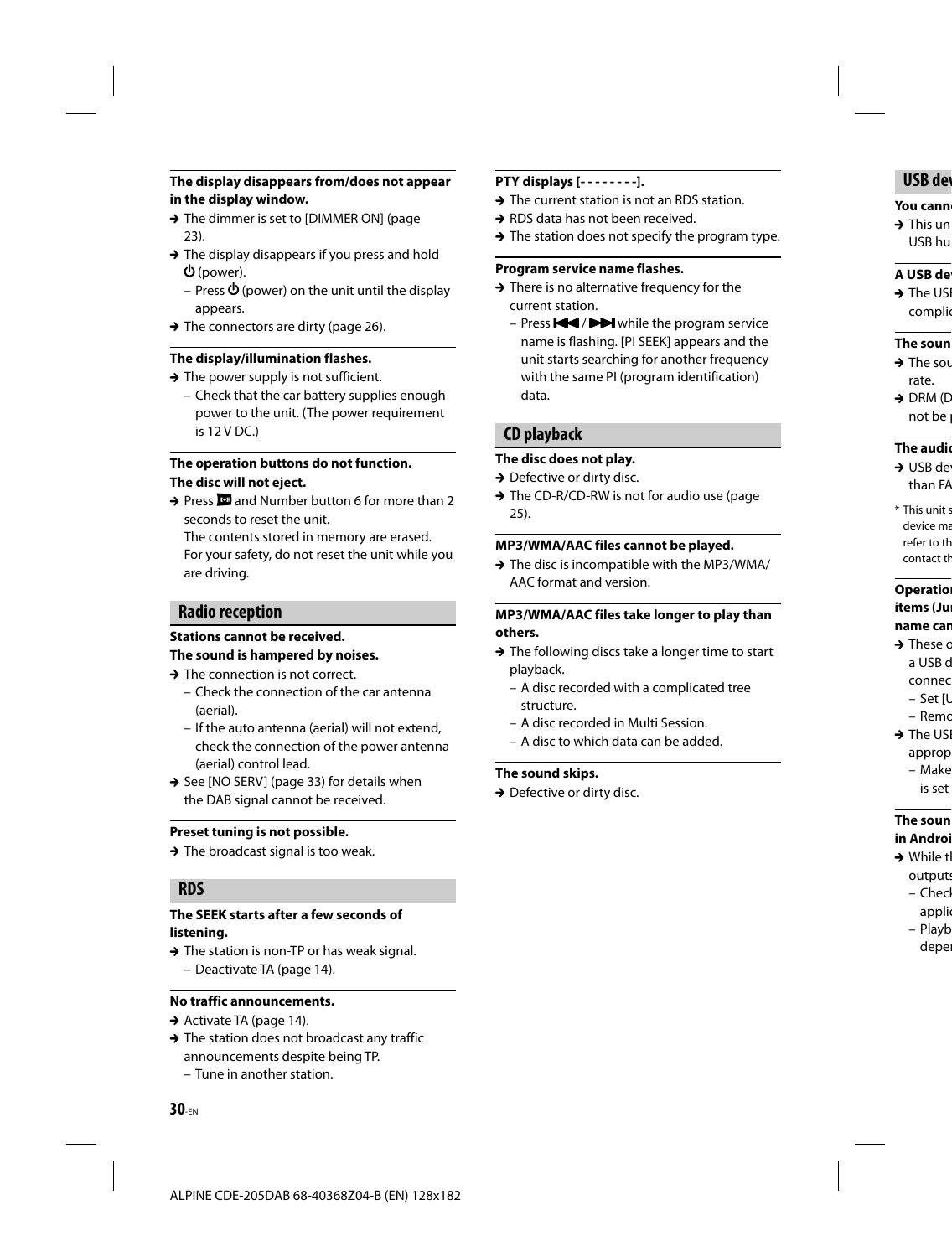**The display disappears from/does not appear in the display window.**

→ The dimmer is set to [DIMMER ON] (page 23).

→ The display disappears if you press and hold ⏻ (power).
  – Press ⏻ (power) on the unit until the display appears.

→ The connectors are dirty (page 26).

**The display/illumination flashes.**

→ The power supply is not sufficient.
  – Check that the car battery supplies enough power to the unit. (The power requirement is 12 V DC.)

**The operation buttons do not function.**
**The disc will not eject.**

→ Press  and Number button 6 for more than 2 seconds to reset the unit.
The contents stored in memory are erased.
For your safety, do not reset the unit while you are driving.

## Radio reception

**Stations cannot be received.**
**The sound is hampered by noises.**

→ The connection is not correct.
  – Check the connection of the car antenna (aerial).
  – If the auto antenna (aerial) will not extend, check the connection of the power antenna (aerial) control lead.

→ See [NO SERV] (page 33) for details when the DAB signal cannot be received.

**Preset tuning is not possible.**

→ The broadcast signal is too weak.

## RDS

**The SEEK starts after a few seconds of listening.**

→ The station is non-TP or has weak signal.
  – Deactivate TA (page 14).

**No traffic announcements.**

→ Activate TA (page 14).

→ The station does not broadcast any traffic announcements despite being TP.
  – Tune in another station.

**PTY displays [- - - - - - - -].**

→ The current station is not an RDS station.

→ RDS data has not been received.

→ The station does not specify the program type.

**Program service name flashes.**

→ There is no alternative frequency for the current station.
  – Press ⏮ / ⏭ while the program service name is flashing. [PI SEEK] appears and the unit starts searching for another frequency with the same PI (program identification) data.

## CD playback

**The disc does not play.**

→ Defective or dirty disc.

→ The CD-R/CD-RW is not for audio use (page 25).

**MP3/WMA/AAC files cannot be played.**

→ The disc is incompatible with the MP3/WMA/AAC format and version.

**MP3/WMA/AAC files take longer to play than others.**

→ The following discs take a longer time to start playback.
  – A disc recorded with a complicated tree structure.
  – A disc recorded in Multi Session.
  – A disc to which data can be added.

**The sound skips.**

→ Defective or dirty disc.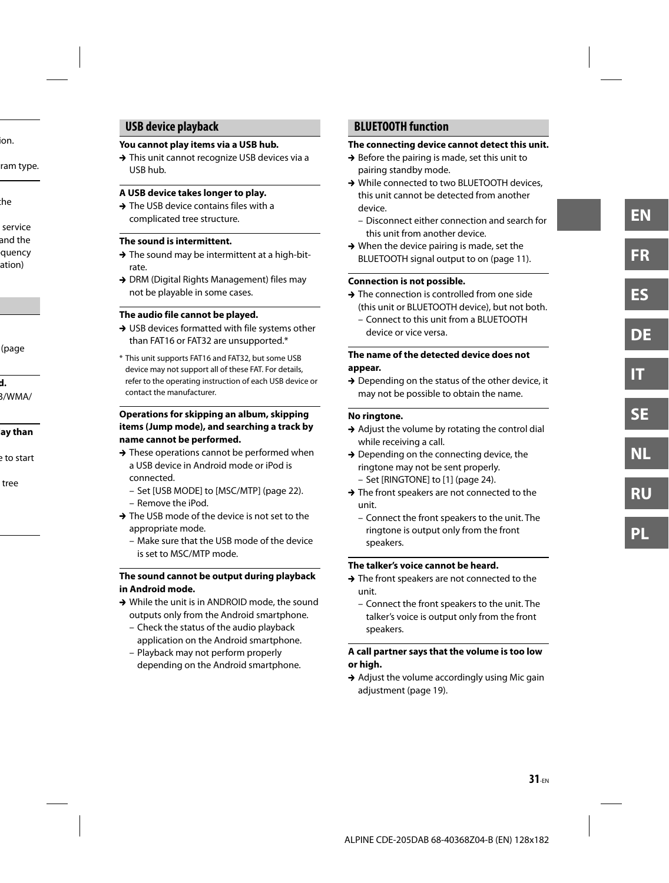## USB device playback

**You cannot play items via a USB hub.**

→ This unit cannot recognize USB devices via a USB hub.

**A USB device takes longer to play.**

→ The USB device contains files with a complicated tree structure.

**The sound is intermittent.**

→ The sound may be intermittent at a high-bit-rate.

→ DRM (Digital Rights Management) files may not be playable in some cases.

**The audio file cannot be played.**

→ USB devices formatted with file systems other than FAT16 or FAT32 are unsupported.*

\* This unit supports FAT16 and FAT32, but some USB device may not support all of these FAT. For details, refer to the operating instruction of each USB device or contact the manufacturer.

**Operations for skipping an album, skipping items (Jump mode), and searching a track by name cannot be performed.**

→ These operations cannot be performed when a USB device in Android mode or iPod is connected.
- Set [USB MODE] to [MSC/MTP] (page 22).
- Remove the iPod.

→ The USB mode of the device is not set to the appropriate mode.
- Make sure that the USB mode of the device is set to MSC/MTP mode.

**The sound cannot be output during playback in Android mode.**

→ While the unit is in ANDROID mode, the sound outputs only from the Android smartphone.
- Check the status of the audio playback application on the Android smartphone.
- Playback may not perform properly depending on the Android smartphone.

## BLUETOOTH function

**The connecting device cannot detect this unit.**

→ Before the pairing is made, set this unit to pairing standby mode.

→ While connected to two BLUETOOTH devices, this unit cannot be detected from another device.
- Disconnect either connection and search for this unit from another device.

→ When the device pairing is made, set the BLUETOOTH signal output to on (page 11).

**Connection is not possible.**

→ The connection is controlled from one side (this unit or BLUETOOTH device), but not both.
- Connect to this unit from a BLUETOOTH device or vice versa.

**The name of the detected device does not appear.**

→ Depending on the status of the other device, it may not be possible to obtain the name.

**No ringtone.**

→ Adjust the volume by rotating the control dial while receiving a call.

→ Depending on the connecting device, the ringtone may not be sent properly.
- Set [RINGTONE] to [1] (page 24).

→ The front speakers are not connected to the unit.
- Connect the front speakers to the unit. The ringtone is output only from the front speakers.

**The talker's voice cannot be heard.**

→ The front speakers are not connected to the unit.
- Connect the front speakers to the unit. The talker's voice is output only from the front speakers.

**A call partner says that the volume is too low or high.**

→ Adjust the volume accordingly using Mic gain adjustment (page 19).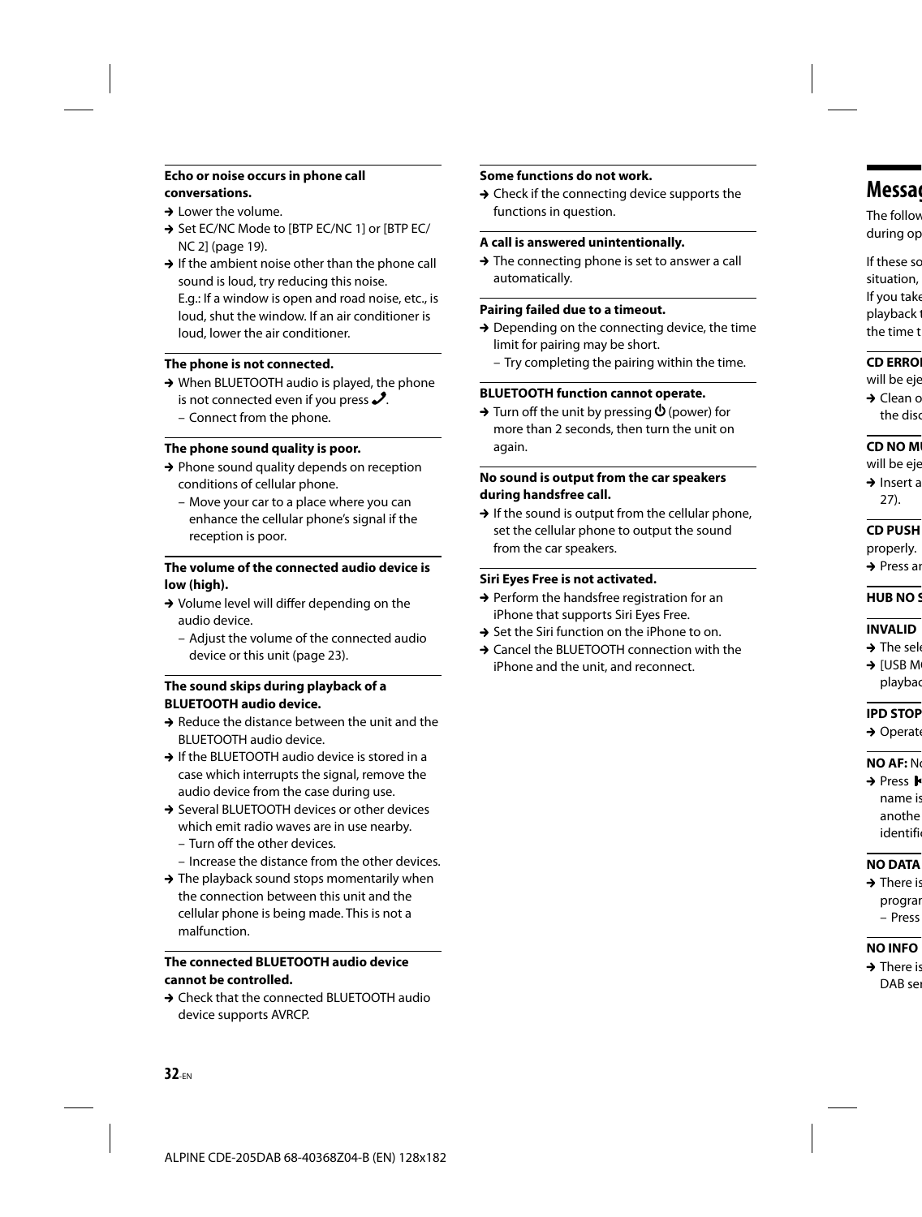**Echo or noise occurs in phone call conversations.**

→ Lower the volume.

→ Set EC/NC Mode to [BTP EC/NC 1] or [BTP EC/NC 2] (page 19).

→ If the ambient noise other than the phone call sound is loud, try reducing this noise.
E.g.: If a window is open and road noise, etc., is loud, shut the window. If an air conditioner is loud, lower the air conditioner.

**The phone is not connected.**

→ When BLUETOOTH audio is played, the phone is not connected even if you press ✆.
– Connect from the phone.

**The phone sound quality is poor.**

→ Phone sound quality depends on reception conditions of cellular phone.
– Move your car to a place where you can enhance the cellular phone's signal if the reception is poor.

**The volume of the connected audio device is low (high).**

→ Volume level will differ depending on the audio device.
– Adjust the volume of the connected audio device or this unit (page 23).

**The sound skips during playback of a BLUETOOTH audio device.**

→ Reduce the distance between the unit and the BLUETOOTH audio device.

→ If the BLUETOOTH audio device is stored in a case which interrupts the signal, remove the audio device from the case during use.

→ Several BLUETOOTH devices or other devices which emit radio waves are in use nearby.
– Turn off the other devices.
– Increase the distance from the other devices.

→ The playback sound stops momentarily when the connection between this unit and the cellular phone is being made. This is not a malfunction.

**The connected BLUETOOTH audio device cannot be controlled.**

→ Check that the connected BLUETOOTH audio device supports AVRCP.

**Some functions do not work.**

→ Check if the connecting device supports the functions in question.

**A call is answered unintentionally.**

→ The connecting phone is set to answer a call automatically.

**Pairing failed due to a timeout.**

→ Depending on the connecting device, the time limit for pairing may be short.
– Try completing the pairing within the time.

**BLUETOOTH function cannot operate.**

→ Turn off the unit by pressing ⏻ (power) for more than 2 seconds, then turn the unit on again.

**No sound is output from the car speakers during handsfree call.**

→ If the sound is output from the cellular phone, set the cellular phone to output the sound from the car speakers.

**Siri Eyes Free is not activated.**

→ Perform the handsfree registration for an iPhone that supports Siri Eyes Free.

→ Set the Siri function on the iPhone to on.

→ Cancel the BLUETOOTH connection with the iPhone and the unit, and reconnect.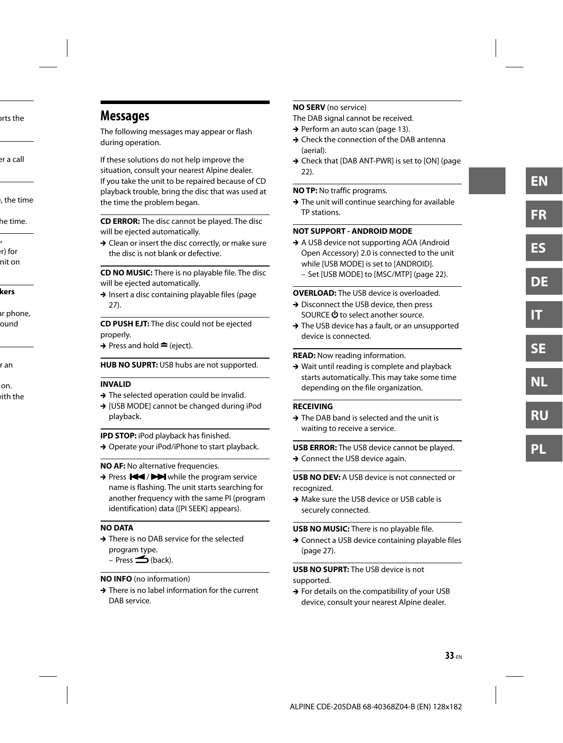## Messages

The following messages may appear or flash during operation.

If these solutions do not help improve the situation, consult your nearest Alpine dealer.
If you take the unit to be repaired because of CD playback trouble, bring the disc that was used at the time the problem began.

**CD ERROR:** The disc cannot be played. The disc will be ejected automatically.

- → Clean or insert the disc correctly, or make sure the disc is not blank or defective.

**CD NO MUSIC:** There is no playable file. The disc will be ejected automatically.

- → Insert a disc containing playable files (page 27).

**CD PUSH EJT:** The disc could not be ejected properly.

- → Press and hold ⏏ (eject).

**HUB NO SUPRT:** USB hubs are not supported.

**INVALID**

- → The selected operation could be invalid.
- → [USB MODE] cannot be changed during iPod playback.

**IPD STOP:** iPod playback has finished.

- → Operate your iPod/iPhone to start playback.

**NO AF:** No alternative frequencies.

- → Press ⏮/⏭ while the program service name is flashing. The unit starts searching for another frequency with the same PI (program identification) data ([PI SEEK] appears).

**NO DATA**

- → There is no DAB service for the selected program type.
  - – Press ⮌ (back).

**NO INFO** (no information)

- → There is no label information for the current DAB service.

**NO SERV** (no service)
The DAB signal cannot be received.

- → Perform an auto scan (page 13).
- → Check the connection of the DAB antenna (aerial).
- → Check that [DAB ANT-PWR] is set to [ON] (page 22).

**NO TP:** No traffic programs.

- → The unit will continue searching for available TP stations.

**NOT SUPPORT - ANDROID MODE**

- → A USB device not supporting AOA (Android Open Accessory) 2.0 is connected to the unit while [USB MODE] is set to [ANDROID].
  - – Set [USB MODE] to [MSC/MTP] (page 22).

**OVERLOAD:** The USB device is overloaded.

- → Disconnect the USB device, then press SOURCE ⏻ to select another source.
- → The USB device has a fault, or an unsupported device is connected.

**READ:** Now reading information.

- → Wait until reading is complete and playback starts automatically. This may take some time depending on the file organization.

**RECEIVING**

- → The DAB band is selected and the unit is waiting to receive a service.

**USB ERROR:** The USB device cannot be played.

- → Connect the USB device again.

**USB NO DEV:** A USB device is not connected or recognized.

- → Make sure the USB device or USB cable is securely connected.

**USB NO MUSIC:** There is no playable file.

- → Connect a USB device containing playable files (page 27).

**USB NO SUPRT:** The USB device is not supported.

- → For details on the compatibility of your USB device, consult your nearest Alpine dealer.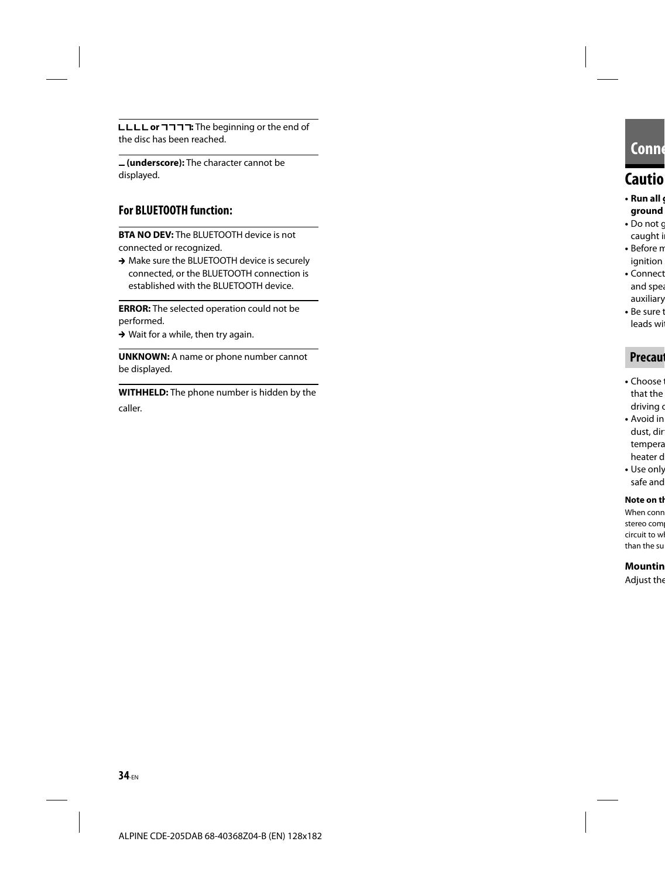**LLLL or ꓶꓶꓶꓶ:** The beginning or the end of the disc has been reached.

**_ (underscore):** The character cannot be displayed.

### For BLUETOOTH function:

**BTA NO DEV:** The BLUETOOTH device is not connected or recognized.

➔ Make sure the BLUETOOTH device is securely connected, or the BLUETOOTH connection is established with the BLUETOOTH device.

**ERROR:** The selected operation could not be performed.

➔ Wait for a while, then try again.

**UNKNOWN:** A name or phone number cannot be displayed.

**WITHHELD:** The phone number is hidden by the caller.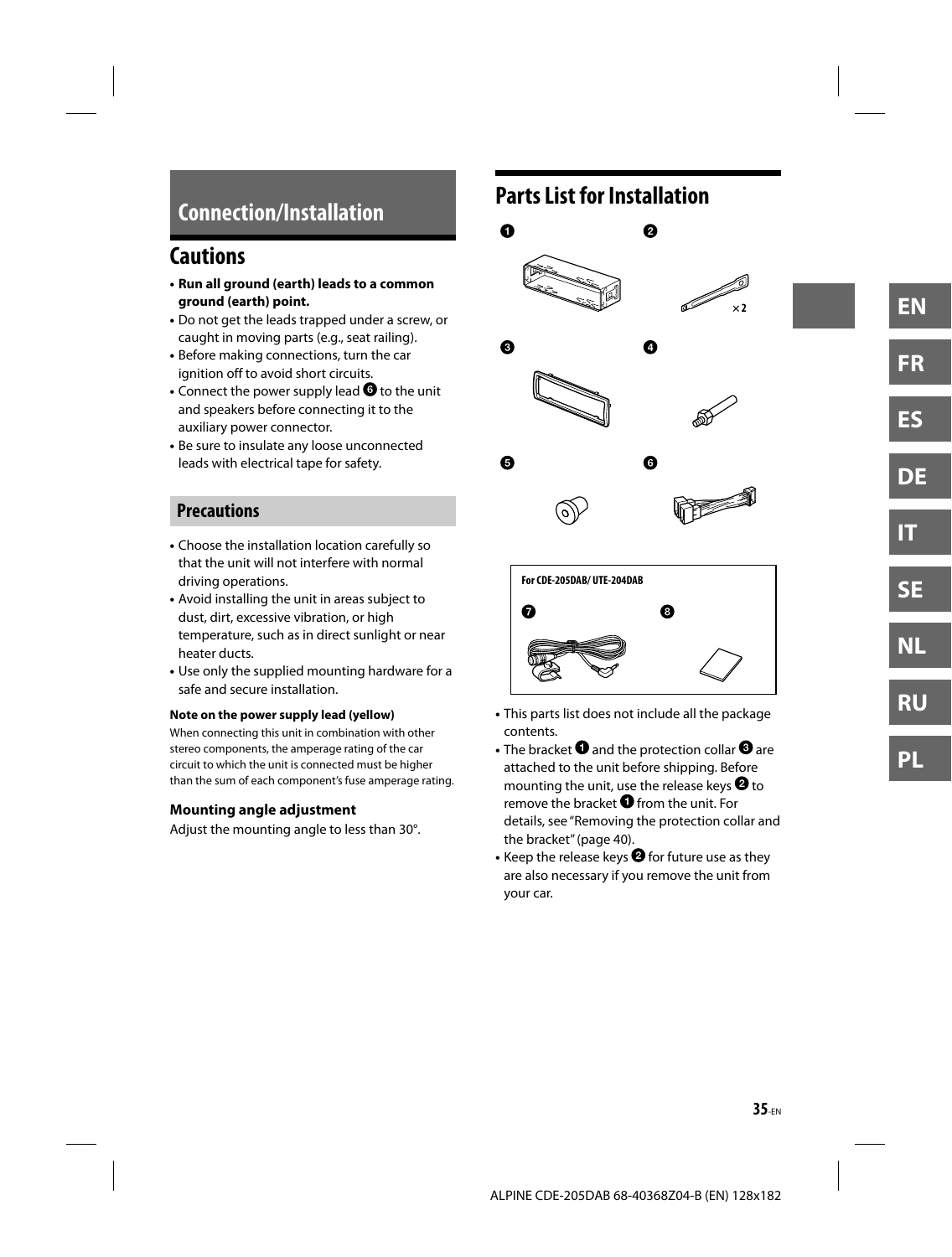# Connection/Installation

## Cautions

- **Run all ground (earth) leads to a common ground (earth) point.**
- Do not get the leads trapped under a screw, or caught in moving parts (e.g., seat railing).
- Before making connections, turn the car ignition off to avoid short circuits.
- Connect the power supply lead ❻ to the unit and speakers before connecting it to the auxiliary power connector.
- Be sure to insulate any loose unconnected leads with electrical tape for safety.

### Precautions

- Choose the installation location carefully so that the unit will not interfere with normal driving operations.
- Avoid installing the unit in areas subject to dust, dirt, excessive vibration, or high temperature, such as in direct sunlight or near heater ducts.
- Use only the supplied mounting hardware for a safe and secure installation.

**Note on the power supply lead (yellow)**

When connecting this unit in combination with other stereo components, the amperage rating of the car circuit to which the unit is connected must be higher than the sum of each component's fuse amperage rating.

**Mounting angle adjustment**

Adjust the mounting angle to less than 30°.

## Parts List for Installation

❶ ❷ ×2 ❸ ❹ ❺ ❻

**For CDE-205DAB/ UTE-204DAB**

❼ ❽

- This parts list does not include all the package contents.
- The bracket ❶ and the protection collar ❸ are attached to the unit before shipping. Before mounting the unit, use the release keys ❷ to remove the bracket ❶ from the unit. For details, see "Removing the protection collar and the bracket" (page 40).
- Keep the release keys ❷ for future use as they are also necessary if you remove the unit from your car.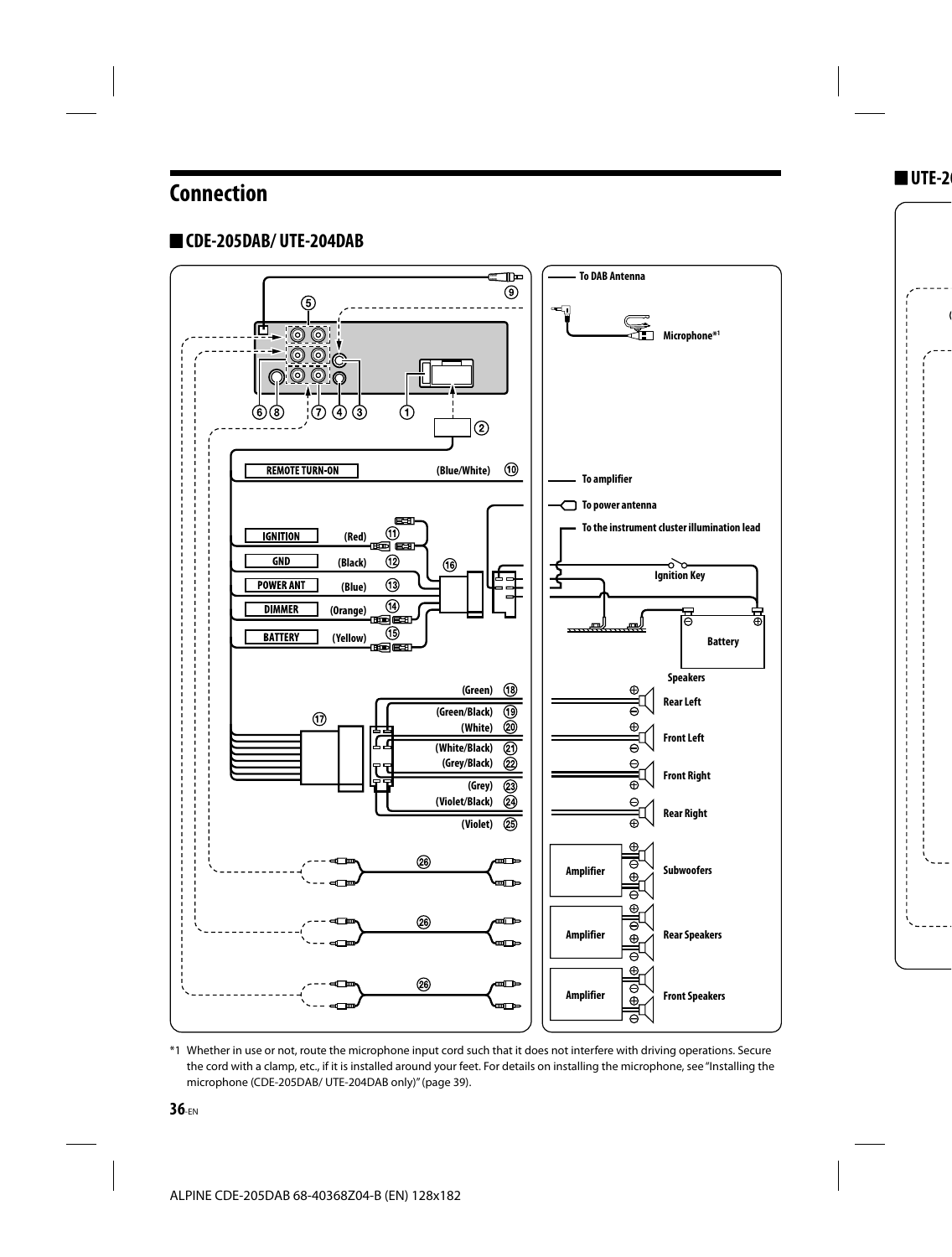# Connection

## CDE-205DAB/ UTE-204DAB

To DAB Antenna

Microphone*1

REMOTE TURN-ON (Blue/White) ⑩

To amplifier

To power antenna

To the instrument cluster illumination lead

IGNITION (Red) ⑪

GND (Black) ⑫

POWER ANT (Blue) ⑬

DIMMER (Orange) ⑭

BATTERY (Yellow) ⑮

Ignition Key

Battery

Speakers

(Green) ⑱

(Green/Black) ⑲

(White) ⑳

(White/Black) ㉑

(Grey/Black) ㉒

(Grey) ㉓

(Violet/Black) ㉔

(Violet) ㉕

Rear Left

Front Left

Front Right

Rear Right

Amplifier — Subwoofers

Amplifier — Rear Speakers

Amplifier — Front Speakers

*1 Whether in use or not, route the microphone input cord such that it does not interfere with driving operations. Secure the cord with a clamp, etc., if it is installed around your feet. For details on installing the microphone, see "Installing the microphone (CDE-205DAB/ UTE-204DAB only)" (page 39).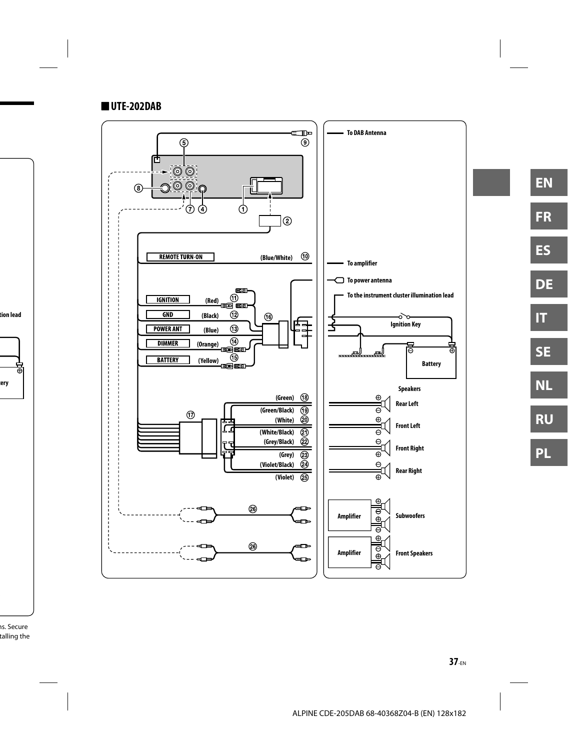## UTE-202DAB

⑤ ⑨ ⑧ ⑦ ④ ① ②

To DAB Antenna

| | Label | Wire color | No. |
|---|---|---|---|
| REMOTE TURN-ON | | (Blue/White) | ⑩ |
| IGNITION | | (Red) | ⑪ |
| GND | | (Black) | ⑫ |
| POWER ANT | | (Blue) | ⑬ |
| DIMMER | | (Orange) | ⑭ |
| BATTERY | | (Yellow) | ⑮ |

⑯

To amplifier

To power antenna

To the instrument cluster illumination lead

Ignition Key

Battery

⑰

(Green) ⑱

(Green/Black) ⑲

(White) ⑳

(White/Black) ㉑

(Grey/Black) ㉒

(Grey) ㉓

(Violet/Black) ㉔

(Violet) ㉕

Speakers

Rear Left

Front Left

Front Right

Rear Right

㉖

㉖

Amplifier — Subwoofers

Amplifier — Front Speakers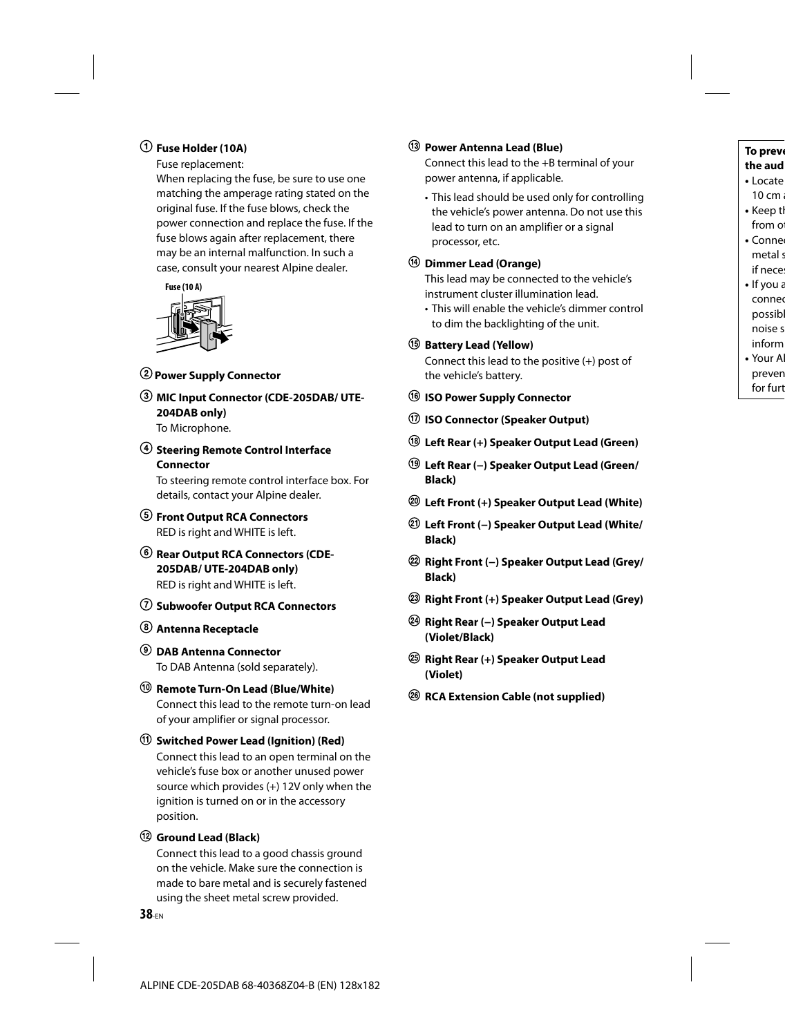① **Fuse Holder (10A)**

Fuse replacement:
When replacing the fuse, be sure to use one matching the amperage rating stated on the original fuse. If the fuse blows, check the power connection and replace the fuse. If the fuse blows again after replacement, there may be an internal malfunction. In such a case, consult your nearest Alpine dealer.

Fuse (10 A)

② **Power Supply Connector**

③ **MIC Input Connector (CDE-205DAB/ UTE-204DAB only)**

To Microphone.

④ **Steering Remote Control Interface Connector**

To steering remote control interface box. For details, contact your Alpine dealer.

⑤ **Front Output RCA Connectors**

RED is right and WHITE is left.

⑥ **Rear Output RCA Connectors (CDE-205DAB/ UTE-204DAB only)**

RED is right and WHITE is left.

⑦ **Subwoofer Output RCA Connectors**

⑧ **Antenna Receptacle**

⑨ **DAB Antenna Connector**

To DAB Antenna (sold separately).

⑩ **Remote Turn-On Lead (Blue/White)**

Connect this lead to the remote turn-on lead of your amplifier or signal processor.

⑪ **Switched Power Lead (Ignition) (Red)**

Connect this lead to an open terminal on the vehicle's fuse box or another unused power source which provides (+) 12V only when the ignition is turned on or in the accessory position.

⑫ **Ground Lead (Black)**

Connect this lead to a good chassis ground on the vehicle. Make sure the connection is made to bare metal and is securely fastened using the sheet metal screw provided.

⑬ **Power Antenna Lead (Blue)**

Connect this lead to the +B terminal of your power antenna, if applicable.

- This lead should be used only for controlling the vehicle's power antenna. Do not use this lead to turn on an amplifier or a signal processor, etc.

⑭ **Dimmer Lead (Orange)**

This lead may be connected to the vehicle's instrument cluster illumination lead.

- This will enable the vehicle's dimmer control to dim the backlighting of the unit.

⑮ **Battery Lead (Yellow)**

Connect this lead to the positive (+) post of the vehicle's battery.

⑯ **ISO Power Supply Connector**

⑰ **ISO Connector (Speaker Output)**

⑱ **Left Rear (+) Speaker Output Lead (Green)**

⑲ **Left Rear (–) Speaker Output Lead (Green/ Black)**

⑳ **Left Front (+) Speaker Output Lead (White)**

㉑ **Left Front (–) Speaker Output Lead (White/ Black)**

㉒ **Right Front (–) Speaker Output Lead (Grey/ Black)**

㉓ **Right Front (+) Speaker Output Lead (Grey)**

㉔ **Right Rear (–) Speaker Output Lead (Violet/Black)**

㉕ **Right Rear (+) Speaker Output Lead (Violet)**

㉖ **RCA Extension Cable (not supplied)**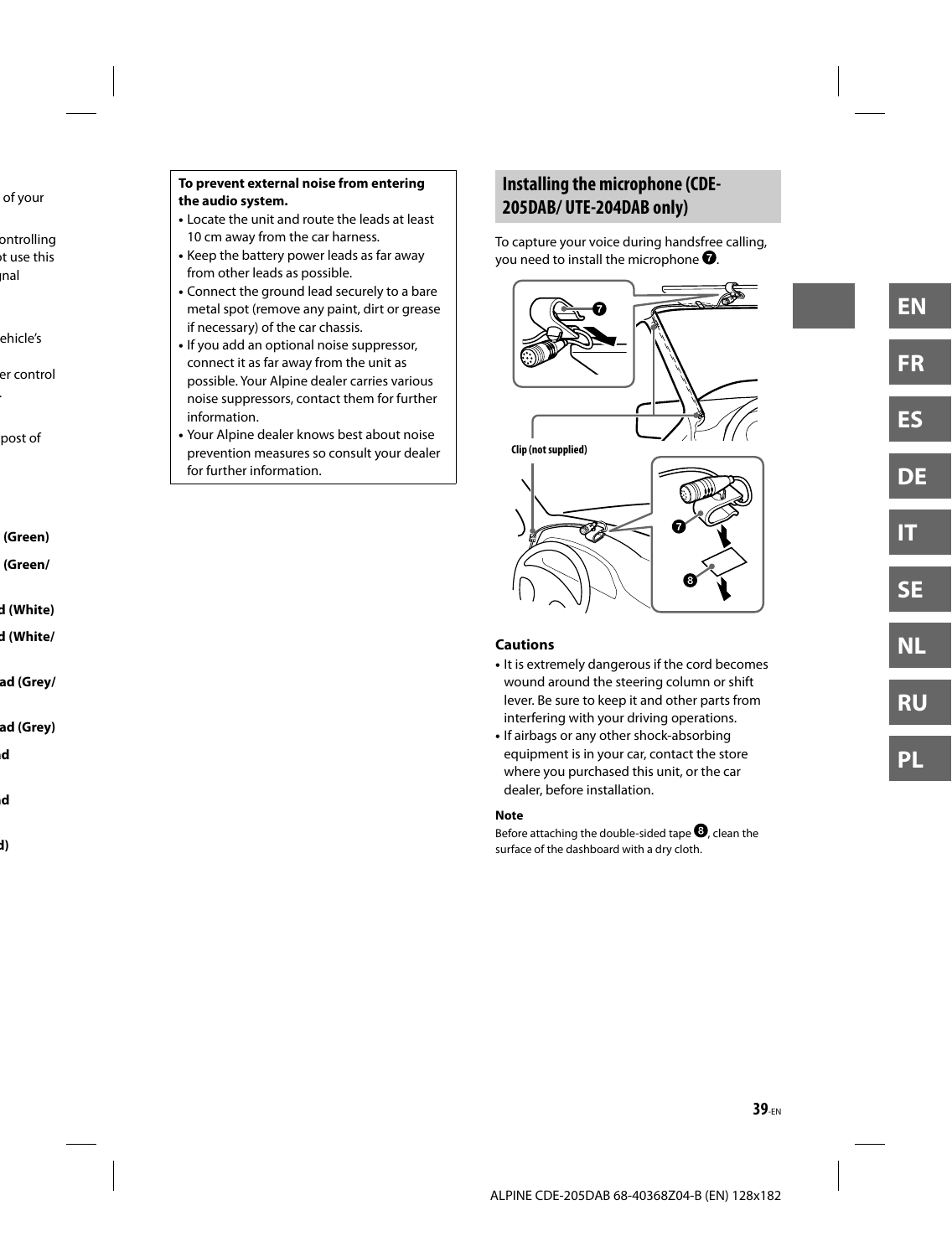**To prevent external noise from entering the audio system.**

- Locate the unit and route the leads at least 10 cm away from the car harness.
- Keep the battery power leads as far away from other leads as possible.
- Connect the ground lead securely to a bare metal spot (remove any paint, dirt or grease if necessary) of the car chassis.
- If you add an optional noise suppressor, connect it as far away from the unit as possible. Your Alpine dealer carries various noise suppressors, contact them for further information.
- Your Alpine dealer knows best about noise prevention measures so consult your dealer for further information.

## Installing the microphone (CDE-205DAB/ UTE-204DAB only)

To capture your voice during handsfree calling, you need to install the microphone ❼.

Clip (not supplied)

### Cautions

- It is extremely dangerous if the cord becomes wound around the steering column or shift lever. Be sure to keep it and other parts from interfering with your driving operations.
- If airbags or any other shock-absorbing equipment is in your car, contact the store where you purchased this unit, or the car dealer, before installation.

**Note**

Before attaching the double-sided tape ❽, clean the surface of the dashboard with a dry cloth.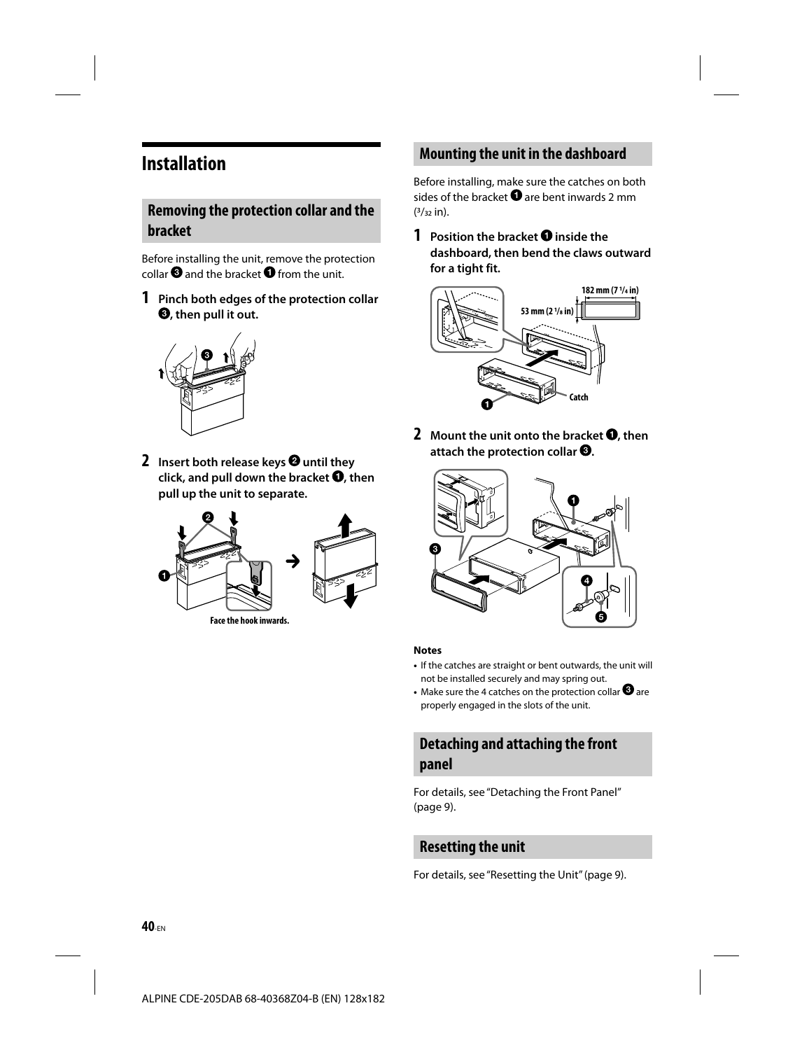# Installation

## Removing the protection collar and the bracket

Before installing the unit, remove the protection collar ❸ and the bracket ❶ from the unit.

**1 Pinch both edges of the protection collar ❸, then pull it out.**

**2 Insert both release keys ❷ until they click, and pull down the bracket ❶, then pull up the unit to separate.**

Face the hook inwards.

## Mounting the unit in the dashboard

Before installing, make sure the catches on both sides of the bracket ❶ are bent inwards 2 mm (3/32 in).

**1 Position the bracket ❶ inside the dashboard, then bend the claws outward for a tight fit.**

182 mm (7 1/4 in)
53 mm (2 1/8 in)
Catch

**2 Mount the unit onto the bracket ❶, then attach the protection collar ❸.**

**Notes**

- If the catches are straight or bent outwards, the unit will not be installed securely and may spring out.
- Make sure the 4 catches on the protection collar ❸ are properly engaged in the slots of the unit.

## Detaching and attaching the front panel

For details, see "Detaching the Front Panel" (page 9).

## Resetting the unit

For details, see "Resetting the Unit" (page 9).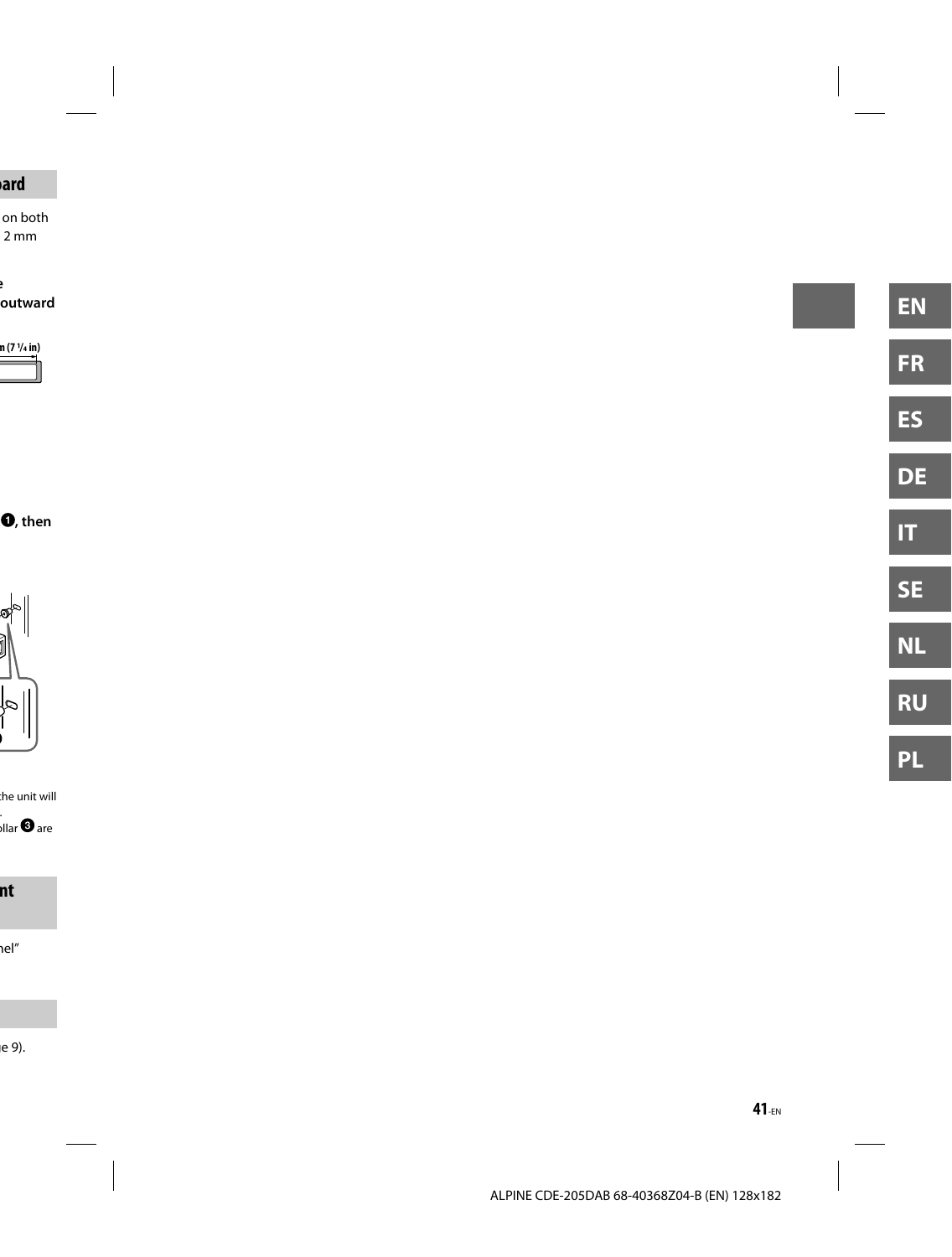ard

on both
2 mm

e
outward

n (7 1/4 in)

❶, then

the unit will

ollar ❸ are

nt

nel”

e 9).

EN

FR

ES

DE

IT

SE

NL

RU

PL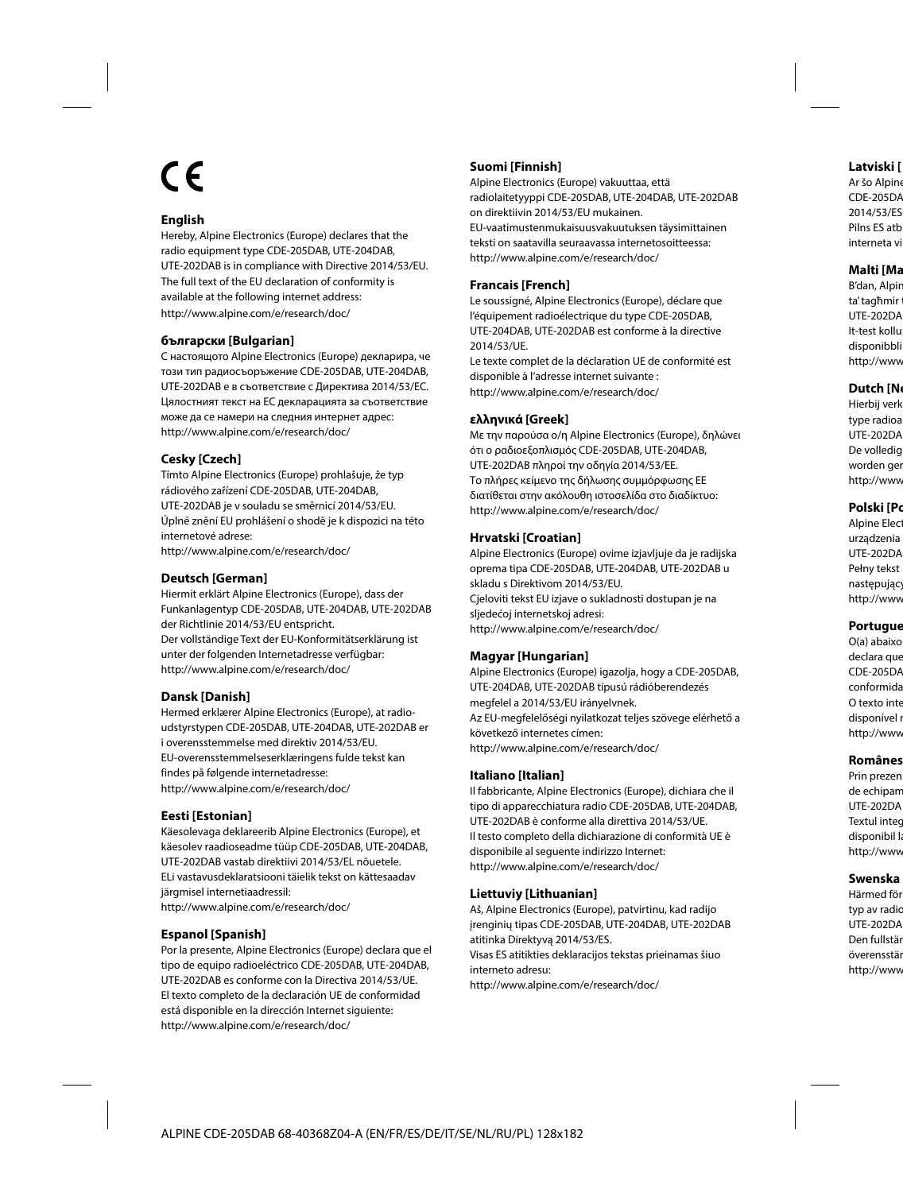CE

## English

Hereby, Alpine Electronics (Europe) declares that the radio equipment type CDE-205DAB, UTE-204DAB, UTE-202DAB is in compliance with Directive 2014/53/EU.
The full text of the EU declaration of conformity is available at the following internet address:
http://www.alpine.com/e/research/doc/

## български [Bulgarian]

С настоящото Alpine Electronics (Europe) декларира, че този тип радиосъоръжение CDE-205DAB, UTE-204DAB, UTE-202DAB е в съответствие с Директива 2014/53/ЕС.
Цялостният текст на ЕС декларацията за съответствие може да се намери на следния интернет адрес:
http://www.alpine.com/e/research/doc/

## Cesky [Czech]

Tímto Alpine Electronics (Europe) prohlašuje, že typ rádiového zařízení CDE-205DAB, UTE-204DAB, UTE-202DAB je v souladu se směrnicí 2014/53/EU.
Úplné znění EU prohlášení o shodě je k dispozici na této internetové adrese:
http://www.alpine.com/e/research/doc/

## Deutsch [German]

Hiermit erklärt Alpine Electronics (Europe), dass der Funkanlagentyp CDE-205DAB, UTE-204DAB, UTE-202DAB der Richtlinie 2014/53/EU entspricht.
Der vollständige Text der EU-Konformitätserklärung ist unter der folgenden Internetadresse verfügbar:
http://www.alpine.com/e/research/doc/

## Dansk [Danish]

Hermed erklærer Alpine Electronics (Europe), at radio-udstyrstypen CDE-205DAB, UTE-204DAB, UTE-202DAB er i overensstemmelse med direktiv 2014/53/EU.
EU-overensstemmelseserklæringens fulde tekst kan findes på følgende internetadresse:
http://www.alpine.com/e/research/doc/

## Eesti [Estonian]

Käesolevaga deklareerib Alpine Electronics (Europe), et käesolev raadioseadme tüüp CDE-205DAB, UTE-204DAB, UTE-202DAB vastab direktiivi 2014/53/EL nõuetele.
ELi vastavusdeklaratsiooni täielik tekst on kättesaadav järgmisel internetiaadressil:
http://www.alpine.com/e/research/doc/

## Espanol [Spanish]

Por la presente, Alpine Electronics (Europe) declara que el tipo de equipo radioeléctrico CDE-205DAB, UTE-204DAB, UTE-202DAB es conforme con la Directiva 2014/53/UE.
El texto completo de la declaración UE de conformidad está disponible en la dirección Internet siguiente:
http://www.alpine.com/e/research/doc/

## Suomi [Finnish]

Alpine Electronics (Europe) vakuuttaa, että radiolaitetyyppi CDE-205DAB, UTE-204DAB, UTE-202DAB on direktiivin 2014/53/EU mukainen.
EU-vaatimustenmukaisuusvakuutuksen täysimittainen teksti on saatavilla seuraavassa internetosoitteessa:
http://www.alpine.com/e/research/doc/

## Francais [French]

Le soussigné, Alpine Electronics (Europe), déclare que l'équipement radioélectrique du type CDE-205DAB, UTE-204DAB, UTE-202DAB est conforme à la directive 2014/53/UE.
Le texte complet de la déclaration UE de conformité est disponible à l'adresse internet suivante :
http://www.alpine.com/e/research/doc/

## ελληνικά [Greek]

Με την παρούσα ο/η Alpine Electronics (Europe), δηλώνει ότι ο ραδιοεξοπλισμός CDE-205DAB, UTE-204DAB, UTE-202DAB πληροί την οδηγία 2014/53/ΕΕ.
Το πλήρες κείμενο της δήλωσης συμμόρφωσης ΕΕ διατίθεται στην ακόλουθη ιστοσελίδα στο διαδίκτυο:
http://www.alpine.com/e/research/doc/

## Hrvatski [Croatian]

Alpine Electronics (Europe) ovime izjavljuje da je radijska oprema tipa CDE-205DAB, UTE-204DAB, UTE-202DAB u skladu s Direktivom 2014/53/EU.
Cjeloviti tekst EU izjave o sukladnosti dostupan je na sljedećoj internetskoj adresi:
http://www.alpine.com/e/research/doc/

## Magyar [Hungarian]

Alpine Electronics (Europe) igazolja, hogy a CDE-205DAB, UTE-204DAB, UTE-202DAB típusú rádióberendezés megfelel a 2014/53/EU irányelvnek.
Az EU-megfelelőségi nyilatkozat teljes szövege elérhető a következő internetes címen:
http://www.alpine.com/e/research/doc/

## Italiano [Italian]

Il fabbricante, Alpine Electronics (Europe), dichiara che il tipo di apparecchiatura radio CDE-205DAB, UTE-204DAB, UTE-202DAB è conforme alla direttiva 2014/53/UE.
Il testo completo della dichiarazione di conformità UE è disponibile al seguente indirizzo Internet:
http://www.alpine.com/e/research/doc/

## Liettuviy [Lithuanian]

Aš, Alpine Electronics (Europe), patvirtinu, kad radijo įrenginių tipas CDE-205DAB, UTE-204DAB, UTE-202DAB atitinka Direktyvą 2014/53/ES.
Visas ES atitikties deklaracijos tekstas prieinamas šiuo interneto adresu:
http://www.alpine.com/e/research/doc/

## Latviski [

Ar šo Alpine
CDE-205DA
2014/53/ES
Pilns ES atb
interneta vi

## Malti [Ma

B'dan, Alpin
ta' tagħmir
UTE-202DA
It-test kollu
disponibbli
http://www

## Dutch [Ne

Hierbij verk
type radioa
UTE-202DA
De volledig
worden ger
http://www

## Polski [Po

Alpine Elect
urządzenia
UTE-202DA
Pełny tekst
następujący
http://www

## Portugue

O(a) abaixo
declara que
CDE-205DA
conformida
O texto inte
disponível r
http://www

## Românes

Prin prezen
de echipam
UTE-202DA
Textul integ
disponibil la
http://www

## Swenska

Härmed för
typ av radio
UTE-202DA
Den fullstän
överensstär
http://www

ALPINE CDE-205DAB 68-40368Z04-A (EN/FR/ES/DE/IT/SE/NL/RU/PL) 128x182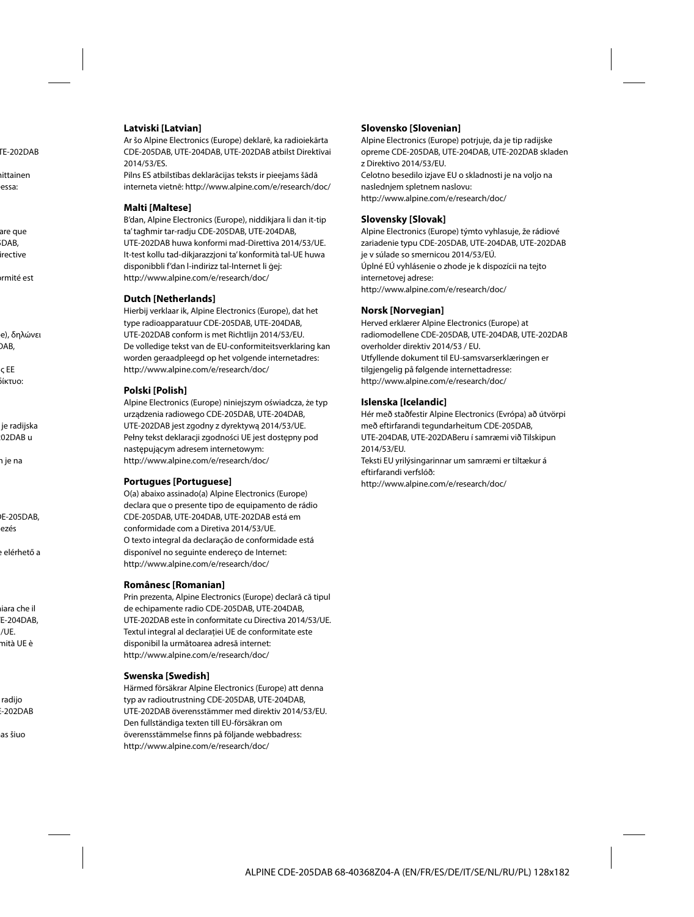**Latviski [Latvian]**

Ar šo Alpine Electronics (Europe) deklarē, ka radioiekārta CDE-205DAB, UTE-204DAB, UTE-202DAB atbilst Direktīvai 2014/53/ES.
Pilns ES atbilstības deklarācijas teksts ir pieejams šādā interneta vietnē: http://www.alpine.com/e/research/doc/

**Malti [Maltese]**

B'dan, Alpine Electronics (Europe), niddikjara li dan it-tip ta' tagħmir tar-radju CDE-205DAB, UTE-204DAB, UTE-202DAB huwa konformi mad-Direttiva 2014/53/UE.
It-test kollu tad-dikjarazzjoni ta' konformità tal-UE huwa disponibbli f'dan l-indirizz tal-Internet li ġej:
http://www.alpine.com/e/research/doc/

**Dutch [Netherlands]**

Hierbij verklaar ik, Alpine Electronics (Europe), dat het type radioapparatuur CDE-205DAB, UTE-204DAB, UTE-202DAB conform is met Richtlijn 2014/53/EU.
De volledige tekst van de EU-conformiteitsverklaring kan worden geraadpleegd op het volgende internetadres:
http://www.alpine.com/e/research/doc/

**Polski [Polish]**

Alpine Electronics (Europe) niniejszym oświadcza, że typ urządzenia radiowego CDE-205DAB, UTE-204DAB, UTE-202DAB jest zgodny z dyrektywą 2014/53/UE.
Pełny tekst deklaracji zgodności UE jest dostępny pod następującym adresem internetowym:
http://www.alpine.com/e/research/doc/

**Portugues [Portuguese]**

O(a) abaixo assinado(a) Alpine Electronics (Europe) declara que o presente tipo de equipamento de rádio CDE-205DAB, UTE-204DAB, UTE-202DAB está em conformidade com a Diretiva 2014/53/UE.
O texto integral da declaração de conformidade está disponível no seguinte endereço de Internet:
http://www.alpine.com/e/research/doc/

**Românesc [Romanian]**

Prin prezenta, Alpine Electronics (Europe) declară că tipul de echipamente radio CDE-205DAB, UTE-204DAB, UTE-202DAB este în conformitate cu Directiva 2014/53/UE.
Textul integral al declarației UE de conformitate este disponibil la următoarea adresă internet:
http://www.alpine.com/e/research/doc/

**Swenska [Swedish]**

Härmed försäkrar Alpine Electronics (Europe) att denna typ av radioutrustning CDE-205DAB, UTE-204DAB, UTE-202DAB överensstämmer med direktiv 2014/53/EU.
Den fullständiga texten till EU-försäkran om överensstämmelse finns på följande webbadress:
http://www.alpine.com/e/research/doc/

**Slovensko [Slovenian]**

Alpine Electronics (Europe) potrjuje, da je tip radijske opreme CDE-205DAB, UTE-204DAB, UTE-202DAB skladen z Direktivo 2014/53/EU.
Celotno besedilo izjave EU o skladnosti je na voljo na naslednjem spletnem naslovu:
http://www.alpine.com/e/research/doc/

**Slovensky [Slovak]**

Alpine Electronics (Europe) týmto vyhlasuje, že rádiové zariadenie typu CDE-205DAB, UTE-204DAB, UTE-202DAB je v súlade so smernicou 2014/53/EÚ.
Úplné EÚ vyhlásenie o zhode je k dispozícii na tejto internetovej adrese:
http://www.alpine.com/e/research/doc/

**Norsk [Norvegian]**

Herved erklærer Alpine Electronics (Europe) at radiomodellene CDE-205DAB, UTE-204DAB, UTE-202DAB overholder direktiv 2014/53 / EU.
Utfyllende dokument til EU-samsvarserklæringen er tilgjengelig på følgende internettadresse:
http://www.alpine.com/e/research/doc/

**Islenska [Icelandic]**

Hér með staðfestir Alpine Electronics (Evrópa) að útvörpi með eftirfarandi tegundarheitum CDE-205DAB, UTE-204DAB, UTE-202DABeru í samræmi við Tilskipun 2014/53/EU.
Teksti EU yrilýsingarinnar um samræmi er tiltækur á eftirfarandi verfslóð:
http://www.alpine.com/e/research/doc/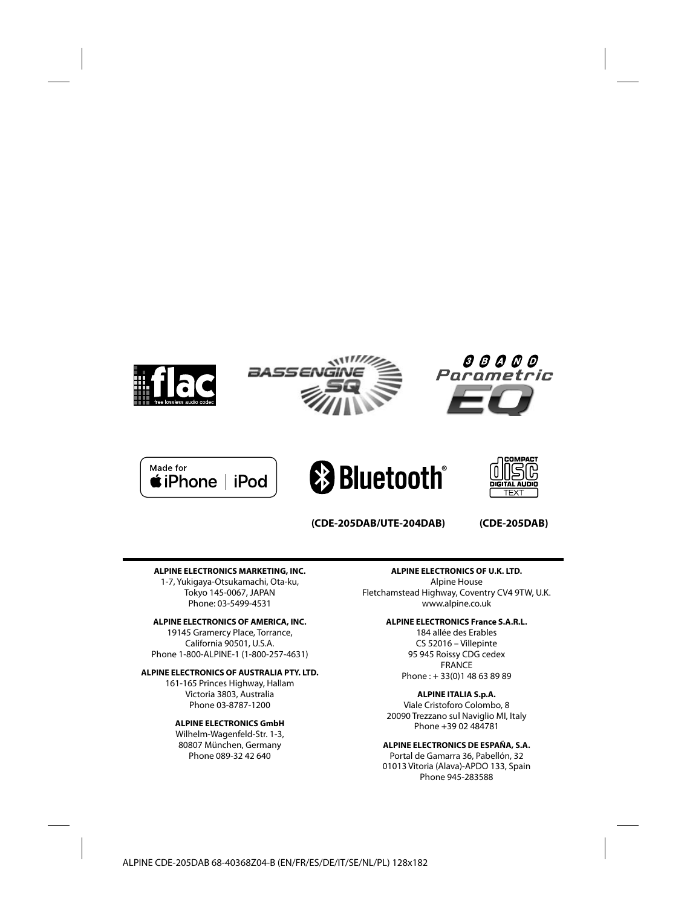(CDE-205DAB/UTE-204DAB) (CDE-205DAB)

**ALPINE ELECTRONICS MARKETING, INC.**
1-7, Yukigaya-Otsukamachi, Ota-ku,
Tokyo 145-0067, JAPAN
Phone: 03-5499-4531

**ALPINE ELECTRONICS OF AMERICA, INC.**
19145 Gramercy Place, Torrance,
California 90501, U.S.A.
Phone 1-800-ALPINE-1 (1-800-257-4631)

**ALPINE ELECTRONICS OF AUSTRALIA PTY. LTD.**
161-165 Princes Highway, Hallam
Victoria 3803, Australia
Phone 03-8787-1200

**ALPINE ELECTRONICS GmbH**
Wilhelm-Wagenfeld-Str. 1-3,
80807 München, Germany
Phone 089-32 42 640

**ALPINE ELECTRONICS OF U.K. LTD.**
Alpine House
Fletchamstead Highway, Coventry CV4 9TW, U.K.
www.alpine.co.uk

**ALPINE ELECTRONICS France S.A.R.L.**
184 allée des Erables
CS 52016 – Villepinte
95 945 Roissy CDG cedex
FRANCE
Phone : + 33(0)1 48 63 89 89

**ALPINE ITALIA S.p.A.**
Viale Cristoforo Colombo, 8
20090 Trezzano sul Naviglio MI, Italy
Phone +39 02 484781

**ALPINE ELECTRONICS DE ESPAÑA, S.A.**
Portal de Gamarra 36, Pabellón, 32
01013 Vitoria (Alava)-APDO 133, Spain
Phone 945-283588

ALPINE CDE-205DAB 68-40368Z04-B (EN/FR/ES/DE/IT/SE/NL/PL) 128x182